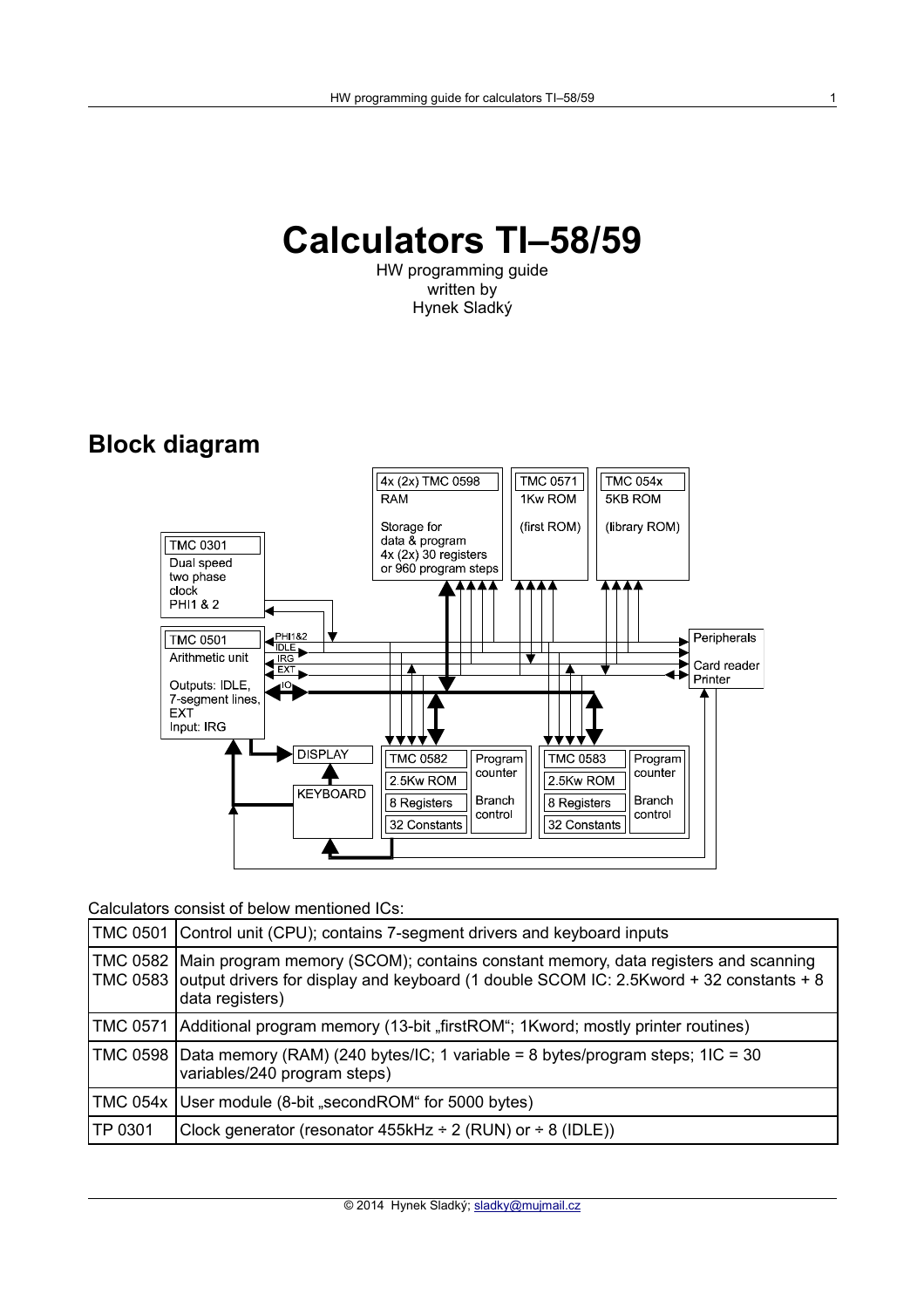# Calculators TI–58/59

HW programming guide
written by
Hynek Sladký

## Block diagram

Calculators consist of below mentioned ICs:

| | |
|---|---|
| TMC 0501 | Control unit (CPU); contains 7-segment drivers and keyboard inputs |
| TMC 0582<br>TMC 0583 | Main program memory (SCOM); contains constant memory, data registers and scanning output drivers for display and keyboard (1 double SCOM IC: 2.5Kword + 32 constants + 8 data registers) |
| TMC 0571 | Additional program memory (13-bit „firstROM“; 1Kword; mostly printer routines) |
| TMC 0598 | Data memory (RAM) (240 bytes/IC; 1 variable = 8 bytes/program steps; 1IC = 30 variables/240 program steps) |
| TMC 054x | User module (8-bit „secondROM“ for 5000 bytes) |
| TP 0301 | Clock generator (resonator 455kHz ÷ 2 (RUN) or ÷ 8 (IDLE)) |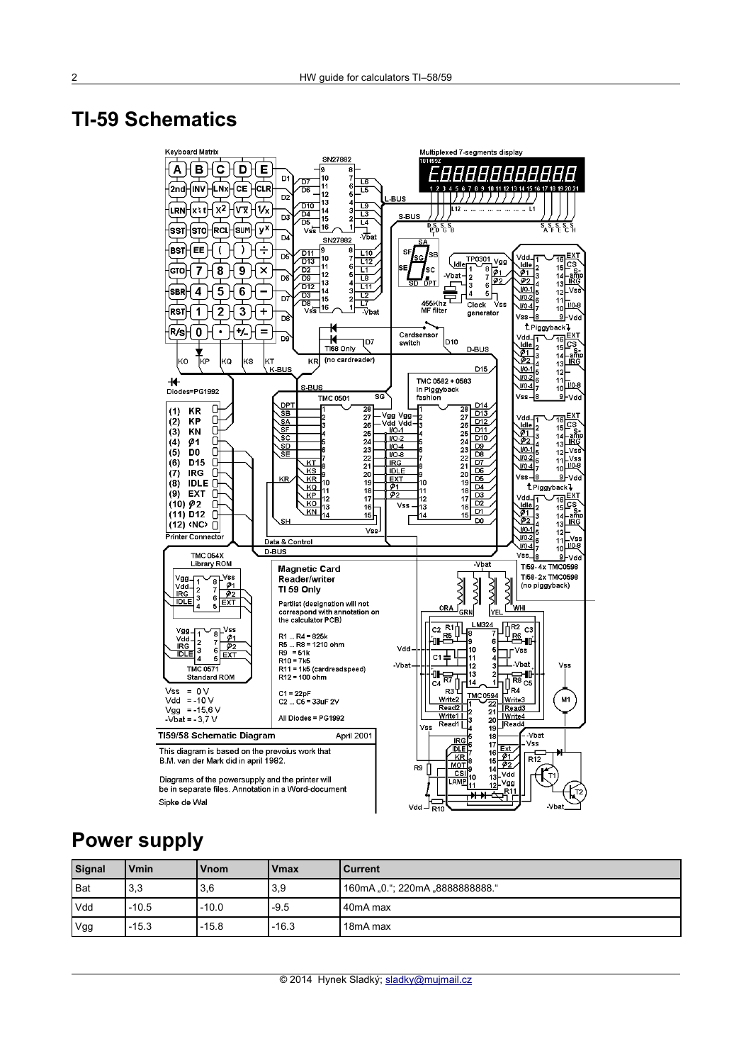# TI-59 Schematics

# Power supply

| Signal | Vmin | Vnom | Vmax | Current |
|---|---|---|---|---|
| Bat | 3,3 | 3,6 | 3,9 | 160mA „0.“; 220mA „8888888888.“ |
| Vdd | -10.5 | -10.0 | -9.5 | 40mA max |
| Vgg | -15.3 | -15.8 | -16.3 | 18mA max |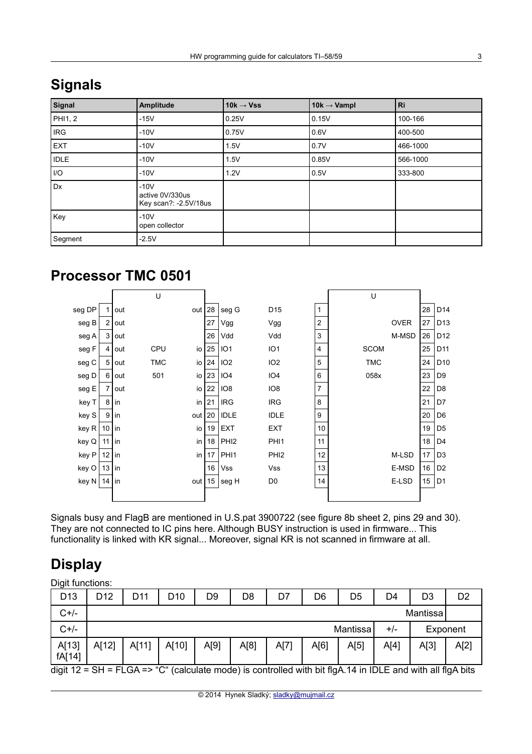## Signals

| Signal | Amplitude | 10k → Vss | 10k → Vampl | Ri |
|---|---|---|---|---|
| PHI1, 2 | -15V | 0.25V | 0.15V | 100-166 |
| IRG | -10V | 0.75V | 0.6V | 400-500 |
| EXT | -10V | 1.5V | 0.7V | 466-1000 |
| IDLE | -10V | 1.5V | 0.85V | 566-1000 |
| I/O | -10V | 1.2V | 0.5V | 333-800 |
| Dx | -10V<br>active 0V/330us<br>Key scan?: -2.5V/18us | | | |
| Key | -10V<br>open collector | | | |
| Segment | -2.5V | | | |

## Processor TMC 0501

| Signal | Pin | Dir | U (CPU TMC 501) | Dir | Pin | Signal |
|---|---|---|---|---|---|---|
| seg DP | 1 | out | | out | 28 | seg G |
| seg B | 2 | out | | | 27 | Vgg |
| seg A | 3 | out | | | 26 | Vdd |
| seg F | 4 | out | CPU | io | 25 | IO1 |
| seg C | 5 | out | TMC | io | 24 | IO2 |
| seg D | 6 | out | 501 | io | 23 | IO4 |
| seg E | 7 | out | | io | 22 | IO8 |
| key T | 8 | in | | in | 21 | IRG |
| key S | 9 | in | | out | 20 | IDLE |
| key R | 10 | in | | io | 19 | EXT |
| key Q | 11 | in | | in | 18 | PHI2 |
| key P | 12 | in | | in | 17 | PHI1 |
| key O | 13 | in | | | 16 | Vss |
| key N | 14 | in | | out | 15 | seg H |

| Signal | Pin | U (SCOM TMC 058x) | | Pin | Signal |
|---|---|---|---|---|---|
| D15 | 1 | | | 28 | D14 |
| Vgg | 2 | | OVER | 27 | D13 |
| Vdd | 3 | | M-MSD | 26 | D12 |
| IO1 | 4 | SCOM | | 25 | D11 |
| IO2 | 5 | TMC | | 24 | D10 |
| IO4 | 6 | 058x | | 23 | D9 |
| IO8 | 7 | | | 22 | D8 |
| IRG | 8 | | | 21 | D7 |
| IDLE | 9 | | | 20 | D6 |
| EXT | 10 | | | 19 | D5 |
| PHI1 | 11 | | | 18 | D4 |
| PHI2 | 12 | | M-LSD | 17 | D3 |
| Vss | 13 | | E-MSD | 16 | D2 |
| D0 | 14 | | E-LSD | 15 | D1 |

Signals busy and FlagB are mentioned in U.S.pat 3900722 (see figure 8b sheet 2, pins 29 and 30). They are not connected to IC pins here. Although BUSY instruction is used in firmware... This functionality is linked with KR signal... Moreover, signal KR is not scanned in firmware at all.

## Display

Digit functions:

| D13 | D12 | D11 | D10 | D9 | D8 | D7 | D6 | D5 | D4 | D3 | D2 |
|---|---|---|---|---|---|---|---|---|---|---|---|
| C+/- | | | | | | | | | | Mantissa | |
| C+/- | | | | | | | | Mantissa | +/- | Exponent | |
| A[13]<br>fA[14] | A[12] | A[11] | A[10] | A[9] | A[8] | A[7] | A[6] | A[5] | A[4] | A[3] | A[2] |

digit 12 = SH = FLGA => “C“ (calculate mode) is controlled with bit flgA.14 in IDLE and with all flgA bits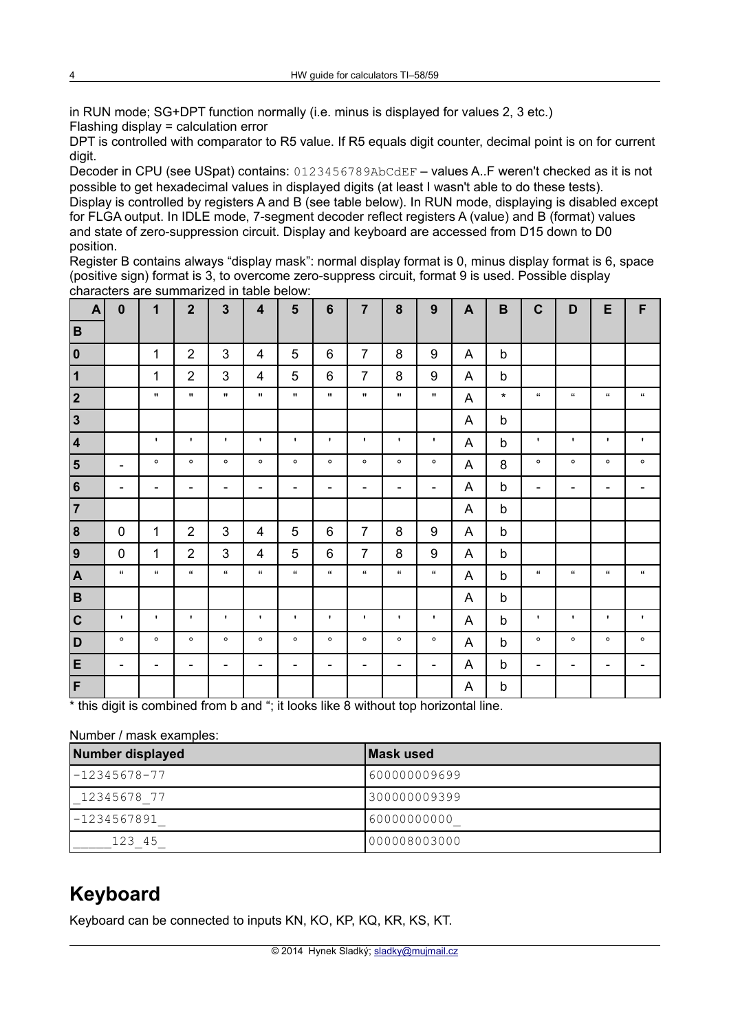in RUN mode; SG+DPT function normally (i.e. minus is displayed for values 2, 3 etc.)
Flashing display = calculation error
DPT is controlled with comparator to R5 value. If R5 equals digit counter, decimal point is on for current digit.
Decoder in CPU (see USpat) contains: `0123456789AbCdEF` – values A..F weren't checked as it is not possible to get hexadecimal values in displayed digits (at least I wasn't able to do these tests).
Display is controlled by registers A and B (see table below). In RUN mode, displaying is disabled except for FLGA output. In IDLE mode, 7-segment decoder reflect registers A (value) and B (format) values and state of zero-suppression circuit. Display and keyboard are accessed from D15 down to D0 position.
Register B contains always "display mask": normal display format is 0, minus display format is 6, space (positive sign) format is 3, to overcome zero-suppress circuit, format 9 is used. Possible display characters are summarized in table below:

| A / B | 0 | 1 | 2 | 3 | 4 | 5 | 6 | 7 | 8 | 9 | A | B | C | D | E | F |
|---|---|---|---|---|---|---|---|---|---|---|---|---|---|---|---|---|
| 0 | | 1 | 2 | 3 | 4 | 5 | 6 | 7 | 8 | 9 | A | b | | | | |
| 1 | | 1 | 2 | 3 | 4 | 5 | 6 | 7 | 8 | 9 | A | b | | | | |
| 2 | | " | " | " | " | " | " | " | " | " | A | * | " | " | " | " |
| 3 | | | | | | | | | | | A | b | | | | |
| 4 | | ' | ' | ' | ' | ' | ' | ' | ' | ' | A | b | ' | ' | ' | ' |
| 5 | - | ° | ° | ° | ° | ° | ° | ° | ° | ° | A | 8 | ° | ° | ° | ° |
| 6 | - | - | - | - | - | - | - | - | - | - | A | b | - | - | - | - |
| 7 | | | | | | | | | | | A | b | | | | |
| 8 | 0 | 1 | 2 | 3 | 4 | 5 | 6 | 7 | 8 | 9 | A | b | | | | |
| 9 | 0 | 1 | 2 | 3 | 4 | 5 | 6 | 7 | 8 | 9 | A | b | | | | |
| A | " | " | " | " | " | " | " | " | " | " | A | b | " | " | " | " |
| B | | | | | | | | | | | A | b | | | | |
| C | ' | ' | ' | ' | ' | ' | ' | ' | ' | ' | A | b | ' | ' | ' | ' |
| D | ° | ° | ° | ° | ° | ° | ° | ° | ° | ° | A | b | ° | ° | ° | ° |
| E | - | - | - | - | - | - | - | - | - | - | A | b | - | - | - | - |
| F | | | | | | | | | | | A | b | | | | |

\* this digit is combined from b and "; it looks like 8 without top horizontal line.

Number / mask examples:

| Number displayed | Mask used |
|---|---|
| `-12345678-77` | `600000009699` |
| `_12345678_77` | `300000009399` |
| `-1234567891_` | `60000000000_` |
| `_____123_45_` | `000008003000` |

# Keyboard

Keyboard can be connected to inputs KN, KO, KP, KQ, KR, KS, KT.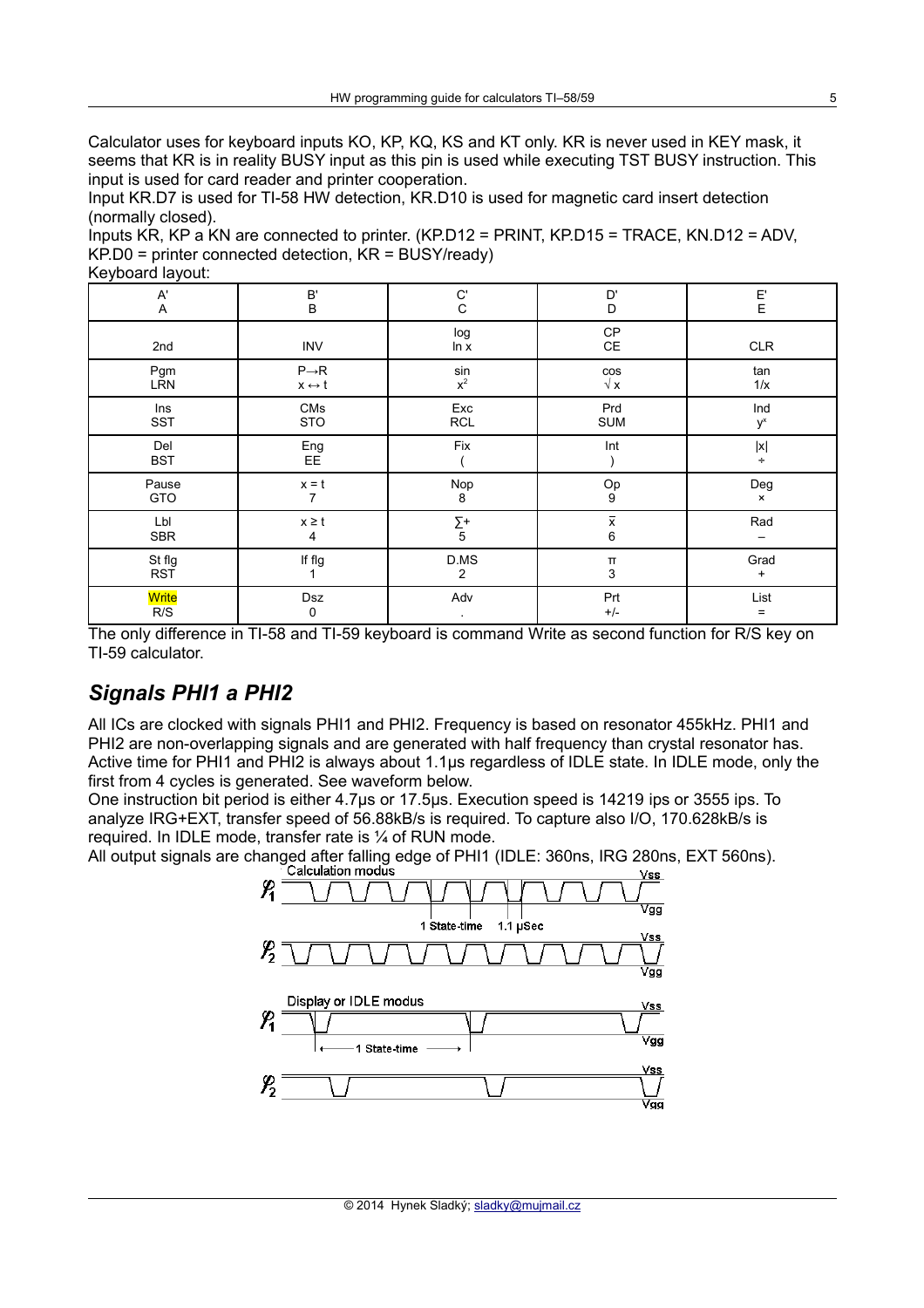Calculator uses for keyboard inputs KO, KP, KQ, KS and KT only. KR is never used in KEY mask, it seems that KR is in reality BUSY input as this pin is used while executing TST BUSY instruction. This input is used for card reader and printer cooperation.

Input KR.D7 is used for TI-58 HW detection, KR.D10 is used for magnetic card insert detection (normally closed).

Inputs KR, KP a KN are connected to printer. (KP.D12 = PRINT, KP.D15 = TRACE, KN.D12 = ADV, KP.D0 = printer connected detection, KR = BUSY/ready)

Keyboard layout:

| | | | | |
|---|---|---|---|---|
| A'<br>A | B'<br>B | C'<br>C | D'<br>D | E'<br>E |
| <br>2nd | <br>INV | log<br>ln x | CP<br>CE | <br>CLR |
| Pgm<br>LRN | P→R<br>x ↔ t | sin<br>$x^2$ | cos<br>√ x | tan<br>1/x |
| Ins<br>SST | CMs<br>STO | Exc<br>RCL | Prd<br>SUM | Ind<br>$y^x$ |
| Del<br>BST | Eng<br>EE | Fix<br>( | Int<br>) | \|x\|<br>÷ |
| Pause<br>GTO | x = t<br>7 | Nop<br>8 | Op<br>9 | Deg<br>× |
| Lbl<br>SBR | x ≥ t<br>4 | ∑+<br>5 | x̄<br>6 | Rad<br>– |
| St flg<br>RST | If flg<br>1 | D.MS<br>2 | π<br>3 | Grad<br>+ |
| Write<br>R/S | Dsz<br>0 | Adv<br>. | Prt<br>+/- | List<br>= |

The only difference in TI-58 and TI-59 keyboard is command Write as second function for R/S key on TI-59 calculator.

## *Signals PHI1 a PHI2*

All ICs are clocked with signals PHI1 and PHI2. Frequency is based on resonator 455kHz. PHI1 and PHI2 are non-overlapping signals and are generated with half frequency than crystal resonator has. Active time for PHI1 and PHI2 is always about 1.1µs regardless of IDLE state. In IDLE mode, only the first from 4 cycles is generated. See waveform below.

One instruction bit period is either 4.7µs or 17.5µs. Execution speed is 14219 ips or 3555 ips. To analyze IRG+EXT, transfer speed of 56.88kB/s is required. To capture also I/O, 170.628kB/s is required. In IDLE mode, transfer rate is ¼ of RUN mode.

All output signals are changed after falling edge of PHI1 (IDLE: 360ns, IRG 280ns, EXT 560ns).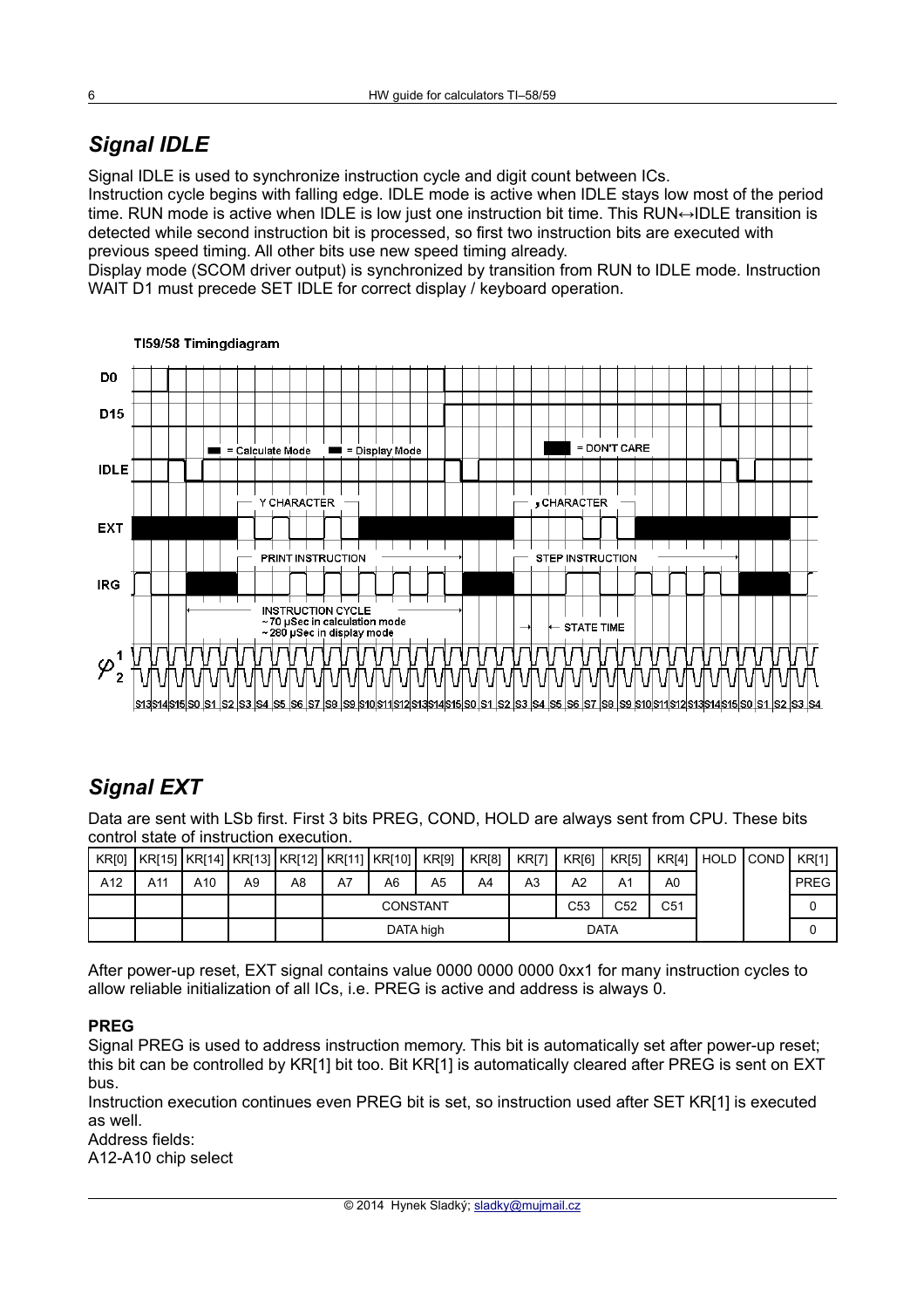## *Signal IDLE*

Signal IDLE is used to synchronize instruction cycle and digit count between ICs.
Instruction cycle begins with falling edge. IDLE mode is active when IDLE stays low most of the period time. RUN mode is active when IDLE is low just one instruction bit time. This RUN↔IDLE transition is detected while second instruction bit is processed, so first two instruction bits are executed with previous speed timing. All other bits use new speed timing already.
Display mode (SCOM driver output) is synchronized by transition from RUN to IDLE mode. Instruction WAIT D1 must precede SET IDLE for correct display / keyboard operation.

## *Signal EXT*

Data are sent with LSb first. First 3 bits PREG, COND, HOLD are always sent from CPU. These bits control state of instruction execution.

| KR[0] | KR[15] | KR[14] | KR[13] | KR[12] | KR[11] | KR[10] | KR[9] | KR[8] | KR[7] | KR[6] | KR[5] | KR[4] | HOLD | COND | KR[1] |
|---|---|---|---|---|---|---|---|---|---|---|---|---|---|---|---|
| A12 | A11 | A10 | A9 | A8 | A7 | A6 | A5 | A4 | A3 | A2 | A1 | A0 | | | PREG |
| | | | | | CONSTANT | | | | | C53 | C52 | C51 | | | 0 |
| | | | | | DATA high | | | | DATA | | | | | | 0 |

After power-up reset, EXT signal contains value 0000 0000 0000 0xx1 for many instruction cycles to allow reliable initialization of all ICs, i.e. PREG is active and address is always 0.

**PREG**

Signal PREG is used to address instruction memory. This bit is automatically set after power-up reset; this bit can be controlled by KR[1] bit too. Bit KR[1] is automatically cleared after PREG is sent on EXT bus.
Instruction execution continues even PREG bit is set, so instruction used after SET KR[1] is executed as well.
Address fields:
A12-A10 chip select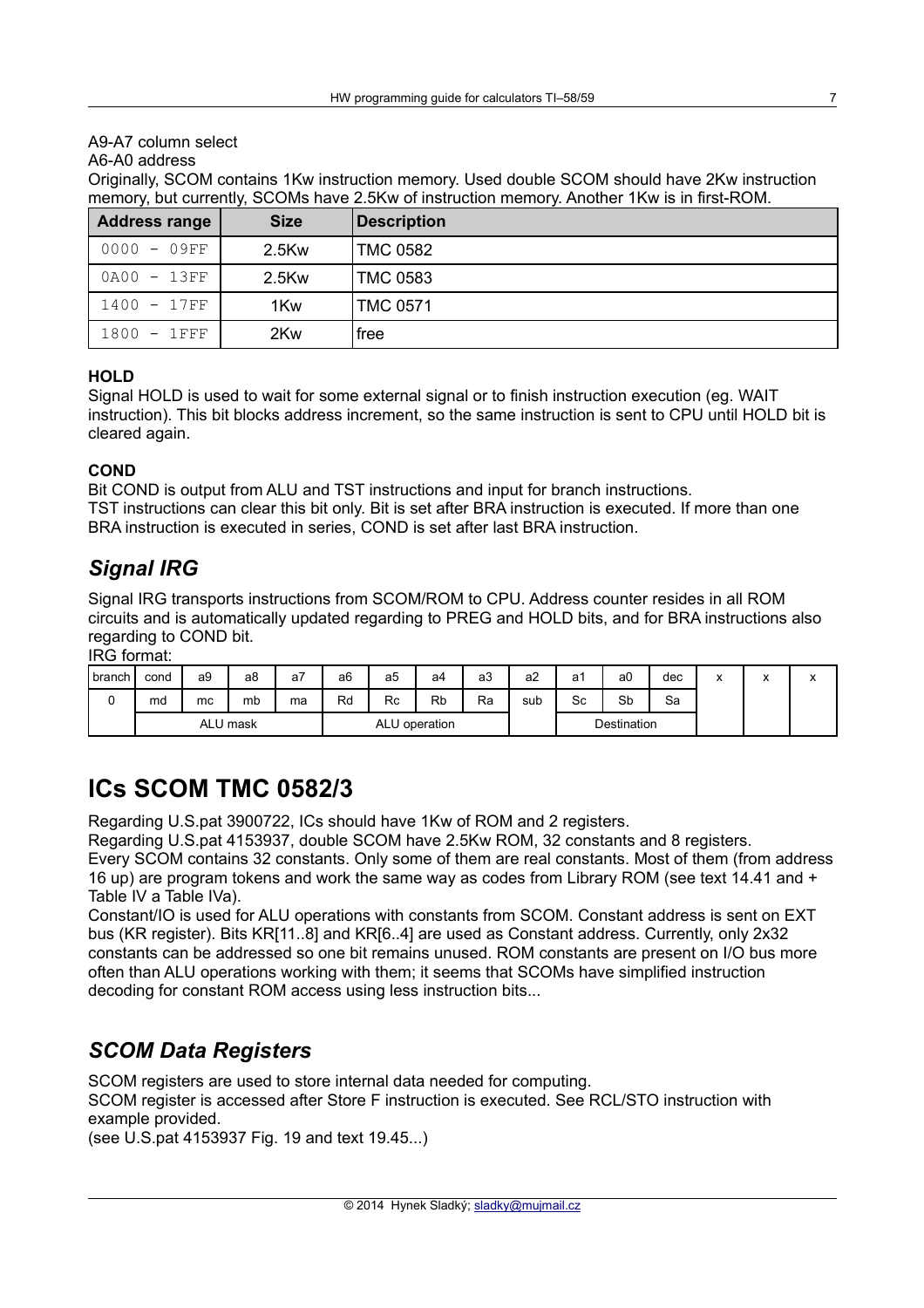A9-A7 column select

A6-A0 address

Originally, SCOM contains 1Kw instruction memory. Used double SCOM should have 2Kw instruction memory, but currently, SCOMs have 2.5Kw of instruction memory. Another 1Kw is in first-ROM.

| Address range | Size | Description |
|---|---|---|
| 0000 – 09FF | 2.5Kw | TMC 0582 |
| 0A00 – 13FF | 2.5Kw | TMC 0583 |
| 1400 – 17FF | 1Kw | TMC 0571 |
| 1800 – 1FFF | 2Kw | free |

### HOLD

Signal HOLD is used to wait for some external signal or to finish instruction execution (eg. WAIT instruction). This bit blocks address increment, so the same instruction is sent to CPU until HOLD bit is cleared again.

### COND

Bit COND is output from ALU and TST instructions and input for branch instructions.
TST instructions can clear this bit only. Bit is set after BRA instruction is executed. If more than one BRA instruction is executed in series, COND is set after last BRA instruction.

## *Signal IRG*

Signal IRG transports instructions from SCOM/ROM to CPU. Address counter resides in all ROM circuits and is automatically updated regarding to PREG and HOLD bits, and for BRA instructions also regarding to COND bit.

IRG format:

| branch | cond | a9 | a8 | a7 | a6 | a5 | a4 | a3 | a2 | a1 | a0 | dec | x | x | x |
|---|---|---|---|---|---|---|---|---|---|---|---|---|---|---|---|
| 0 | md | mc | mb | ma | Rd | Rc | Rb | Ra | sub | Sc | Sb | Sa | | | |
| | ALU mask | | | | ALU operation | | | | | Destination | | | | | |

# ICs SCOM TMC 0582/3

Regarding U.S.pat 3900722, ICs should have 1Kw of ROM and 2 registers.
Regarding U.S.pat 4153937, double SCOM have 2.5Kw ROM, 32 constants and 8 registers.
Every SCOM contains 32 constants. Only some of them are real constants. Most of them (from address 16 up) are program tokens and work the same way as codes from Library ROM (see text 14.41 and + Table IV a Table IVa).
Constant/IO is used for ALU operations with constants from SCOM. Constant address is sent on EXT bus (KR register). Bits KR[11..8] and KR[6..4] are used as Constant address. Currently, only 2x32 constants can be addressed so one bit remains unused. ROM constants are present on I/O bus more often than ALU operations working with them; it seems that SCOMs have simplified instruction decoding for constant ROM access using less instruction bits...

## *SCOM Data Registers*

SCOM registers are used to store internal data needed for computing.
SCOM register is accessed after Store F instruction is executed. See RCL/STO instruction with example provided.
(see U.S.pat 4153937 Fig. 19 and text 19.45...)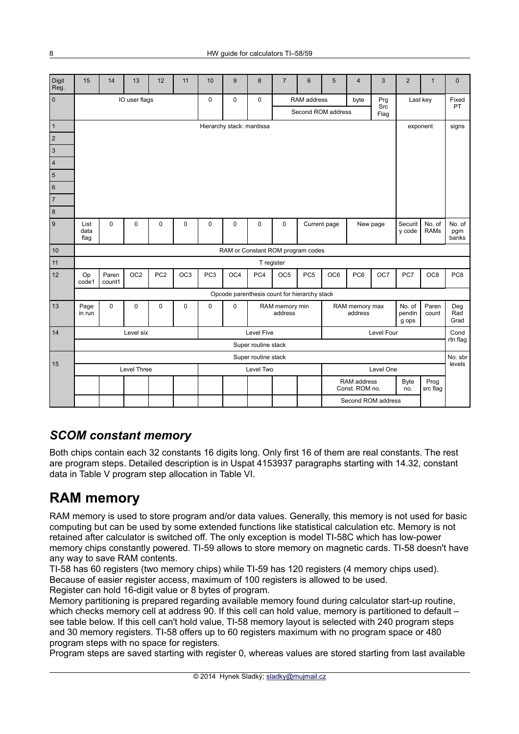| Digit Reg. | 15 | 14 | 13 | 12 | 11 | 10 | 9 | 8 | 7 | 6 | 5 | 4 | 3 | 2 | 1 | 0 |
|---|---|---|---|---|---|---|---|---|---|---|---|---|---|---|---|---|
| 0 | IO user flags | | | | | 0 | 0 | 0 | RAM address | | | byte | Prg Src Flag | Last key | | Fixed PT |
| | | | | | | | | | Second ROM address | | | | | | | |
| 1 | Hierarchy stack: mantissa | | | | | | | | | | | | | exponent | | signs |
| 2 | | | | | | | | | | | | | | | | |
| 3 | | | | | | | | | | | | | | | | |
| 4 | | | | | | | | | | | | | | | | |
| 5 | | | | | | | | | | | | | | | | |
| 6 | | | | | | | | | | | | | | | | |
| 7 | | | | | | | | | | | | | | | | |
| 8 | | | | | | | | | | | | | | | | |
| 9 | List data flag | 0 | 0 | 0 | 0 | 0 | 0 | 0 | 0 | Current page | | New page | | Security code | No. of RAMs | No. of pgm banks |
| 10 | RAM or Constant ROM program codes | | | | | | | | | | | | | | | |
| 11 | T register | | | | | | | | | | | | | | | |
| 12 | Op code1 | Paren count1 | OC2 | PC2 | OC3 | PC3 | OC4 | PC4 | OC5 | PC5 | OC6 | PC6 | OC7 | PC7 | OC8 | PC8 |
| | Opcode parenthesis count for hierarchy stack | | | | | | | | | | | | | | | |
| 13 | Page in run | 0 | 0 | 0 | 0 | 0 | 0 | RAM memory min address | | | RAM memory max address | | | No. of pending ops | Paren count | Deg Rad Grad |
| 14 | Level six | | | | | Level Five | | | | | Level Four | | | | | Cond rtn flag |
| | Super routine stack | | | | | | | | | | | | | | | |
| 15 | Super routine stack | | | | | | | | | | | | | | | No. sbr levels |
| | Level Three | | | | | Level Two | | | | | Level One | | | | | |
| | | | | | | | | | | | RAM address Const. ROM no. | | | Byte no. | Prog src flag | |
| | | | | | | | | | | | Second ROM address | | | | | |

## *SCOM constant memory*

Both chips contain each 32 constants 16 digits long. Only first 16 of them are real constants. The rest are program steps. Detailed description is in Uspat 4153937 paragraphs starting with 14.32, constant data in Table V program step allocation in Table VI.

# RAM memory

RAM memory is used to store program and/or data values. Generally, this memory is not used for basic computing but can be used by some extended functions like statistical calculation etc. Memory is not retained after calculator is switched off. The only exception is model TI-58C which has low-power memory chips constantly powered. TI-59 allows to store memory on magnetic cards. TI-58 doesn't have any way to save RAM contents.

TI-58 has 60 registers (two memory chips) while TI-59 has 120 registers (4 memory chips used). Because of easier register access, maximum of 100 registers is allowed to be used.

Register can hold 16-digit value or 8 bytes of program.

Memory partitioning is prepared regarding available memory found during calculator start-up routine, which checks memory cell at address 90. If this cell can hold value, memory is partitioned to default – see table below. If this cell can't hold value, TI-58 memory layout is selected with 240 program steps and 30 memory registers. TI-58 offers up to 60 registers maximum with no program space or 480 program steps with no space for registers.

Program steps are saved starting with register 0, whereas values are stored starting from last available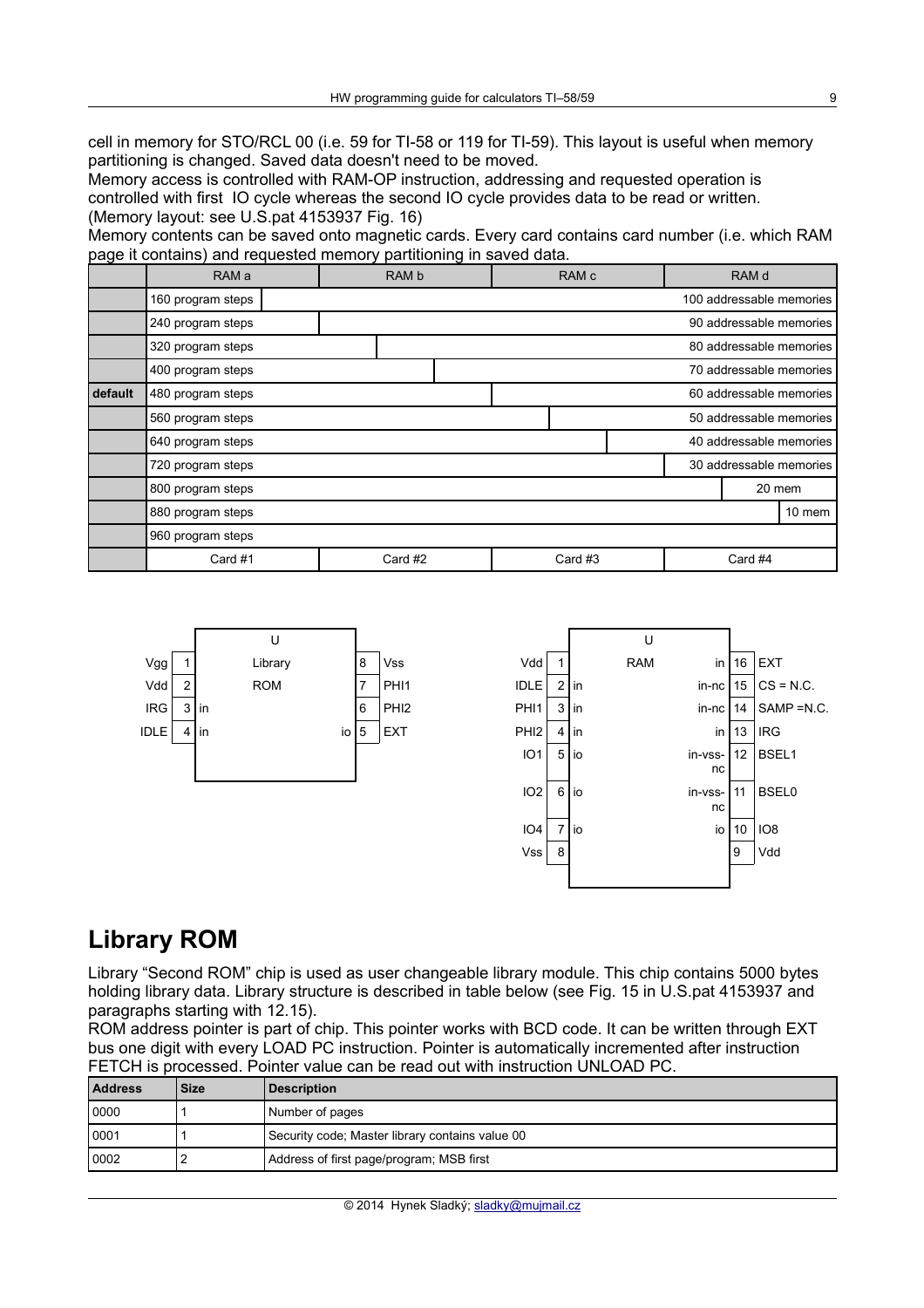cell in memory for STO/RCL 00 (i.e. 59 for TI-58 or 119 for TI-59). This layout is useful when memory partitioning is changed. Saved data doesn't need to be moved.
Memory access is controlled with RAM-OP instruction, addressing and requested operation is controlled with first IO cycle whereas the second IO cycle provides data to be read or written.
(Memory layout: see U.S.pat 4153937 Fig. 16)
Memory contents can be saved onto magnetic cards. Every card contains card number (i.e. which RAM page it contains) and requested memory partitioning in saved data.

| | RAM a | RAM b | RAM c | RAM d |
|---|---|---|---|---|
| | 160 program steps | | | 100 addressable memories |
| | 240 program steps | | | 90 addressable memories |
| | 320 program steps | | | 80 addressable memories |
| | 400 program steps | | | 70 addressable memories |
| **default** | 480 program steps | | | 60 addressable memories |
| | 560 program steps | | | 50 addressable memories |
| | 640 program steps | | | 40 addressable memories |
| | 720 program steps | | | 30 addressable memories |
| | 800 program steps | | | 20 mem |
| | 880 program steps | | | 10 mem |
| | 960 program steps | | | |
| | Card #1 | Card #2 | Card #3 | Card #4 |

**U – Library ROM**

| Pin name | Pin | Dir | | Dir | Pin | Pin name |
|---|---|---|---|---|---|---|
| Vgg | 1 | | | | 8 | Vss |
| Vdd | 2 | | | | 7 | PHI1 |
| IRG | 3 | in | | | 6 | PHI2 |
| IDLE | 4 | in | | io | 5 | EXT |

**U – RAM**

| Pin name | Pin | Dir | | Dir | Pin | Pin name |
|---|---|---|---|---|---|---|
| Vdd | 1 | | | in | 16 | EXT |
| IDLE | 2 | in | | in-nc | 15 | CS = N.C. |
| PHI1 | 3 | in | | in-nc | 14 | SAMP =N.C. |
| PHI2 | 4 | in | | in | 13 | IRG |
| IO1 | 5 | io | | in-vss-nc | 12 | BSEL1 |
| IO2 | 6 | io | | in-vss-nc | 11 | BSEL0 |
| IO4 | 7 | io | | io | 10 | IO8 |
| Vss | 8 | | | | 9 | Vdd |

# Library ROM

Library “Second ROM” chip is used as user changeable library module. This chip contains 5000 bytes holding library data. Library structure is described in table below (see Fig. 15 in U.S.pat 4153937 and paragraphs starting with 12.15).
ROM address pointer is part of chip. This pointer works with BCD code. It can be written through EXT bus one digit with every LOAD PC instruction. Pointer is automatically incremented after instruction FETCH is processed. Pointer value can be read out with instruction UNLOAD PC.

| Address | Size | Description |
|---|---|---|
| 0000 | 1 | Number of pages |
| 0001 | 1 | Security code; Master library contains value 00 |
| 0002 | 2 | Address of first page/program; MSB first |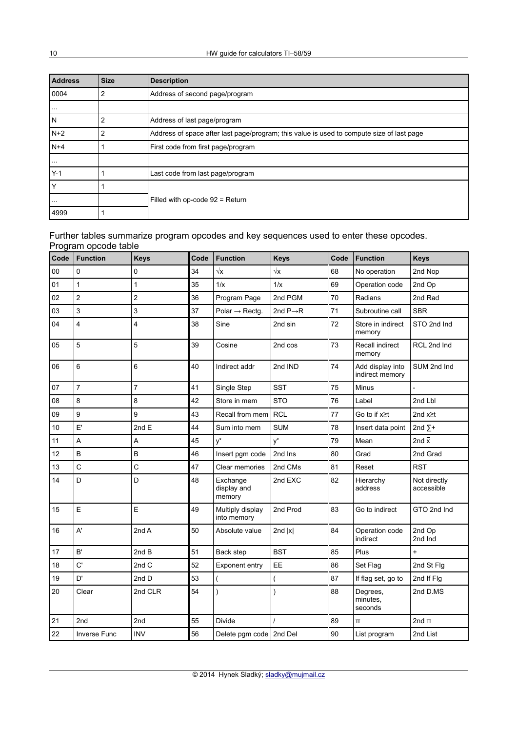| Address | Size | Description |
|---|---|---|
| 0004 | 2 | Address of second page/program |
| ... | | |
| N | 2 | Address of last page/program |
| N+2 | 2 | Address of space after last page/program; this value is used to compute size of last page |
| N+4 | 1 | First code from first page/program |
| ... | | |
| Y-1 | 1 | Last code from last page/program |
| Y | 1 | Filled with op-code 92 = Return |
| ... | | |
| 4999 | 1 | |

Further tables summarize program opcodes and key sequences used to enter these opcodes.

Program opcode table

| Code | Function | Keys | Code | Function | Keys | Code | Function | Keys |
|---|---|---|---|---|---|---|---|---|
| 00 | 0 | 0 | 34 | √x | √x | 68 | No operation | 2nd Nop |
| 01 | 1 | 1 | 35 | 1/x | 1/x | 69 | Operation code | 2nd Op |
| 02 | 2 | 2 | 36 | Program Page | 2nd PGM | 70 | Radians | 2nd Rad |
| 03 | 3 | 3 | 37 | Polar → Rectg. | 2nd P→R | 71 | Subroutine call | SBR |
| 04 | 4 | 4 | 38 | Sine | 2nd sin | 72 | Store in indirect memory | STO 2nd Ind |
| 05 | 5 | 5 | 39 | Cosine | 2nd cos | 73 | Recall indirect memory | RCL 2nd Ind |
| 06 | 6 | 6 | 40 | Indirect addr | 2nd IND | 74 | Add display into indirect memory | SUM 2nd Ind |
| 07 | 7 | 7 | 41 | Single Step | SST | 75 | Minus | - |
| 08 | 8 | 8 | 42 | Store in mem | STO | 76 | Label | 2nd Lbl |
| 09 | 9 | 9 | 43 | Recall from mem | RCL | 77 | Go to if x≥t | 2nd x≥t |
| 10 | E' | 2nd E | 44 | Sum into mem | SUM | 78 | Insert data point | 2nd ∑+ |
| 11 | A | A | 45 | $y^x$ | $y^x$ | 79 | Mean | 2nd $\overline{x}$ |
| 12 | B | B | 46 | Insert pgm code | 2nd Ins | 80 | Grad | 2nd Grad |
| 13 | C | C | 47 | Clear memories | 2nd CMs | 81 | Reset | RST |
| 14 | D | D | 48 | Exchange display and memory | 2nd EXC | 82 | Hierarchy address | Not directly accessible |
| 15 | E | E | 49 | Multiply display into memory | 2nd Prod | 83 | Go to indirect | GTO 2nd Ind |
| 16 | A' | 2nd A | 50 | Absolute value | 2nd \|x\| | 84 | Operation code indirect | 2nd Op 2nd Ind |
| 17 | B' | 2nd B | 51 | Back step | BST | 85 | Plus | + |
| 18 | C' | 2nd C | 52 | Exponent entry | EE | 86 | Set Flag | 2nd St Flg |
| 19 | D' | 2nd D | 53 | ( | ( | 87 | If flag set, go to | 2nd If Flg |
| 20 | Clear | 2nd CLR | 54 | ) | ) | 88 | Degrees, minutes, seconds | 2nd D.MS |
| 21 | 2nd | 2nd | 55 | Divide | / | 89 | π | 2nd π |
| 22 | Inverse Func | INV | 56 | Delete pgm code | 2nd Del | 90 | List program | 2nd List |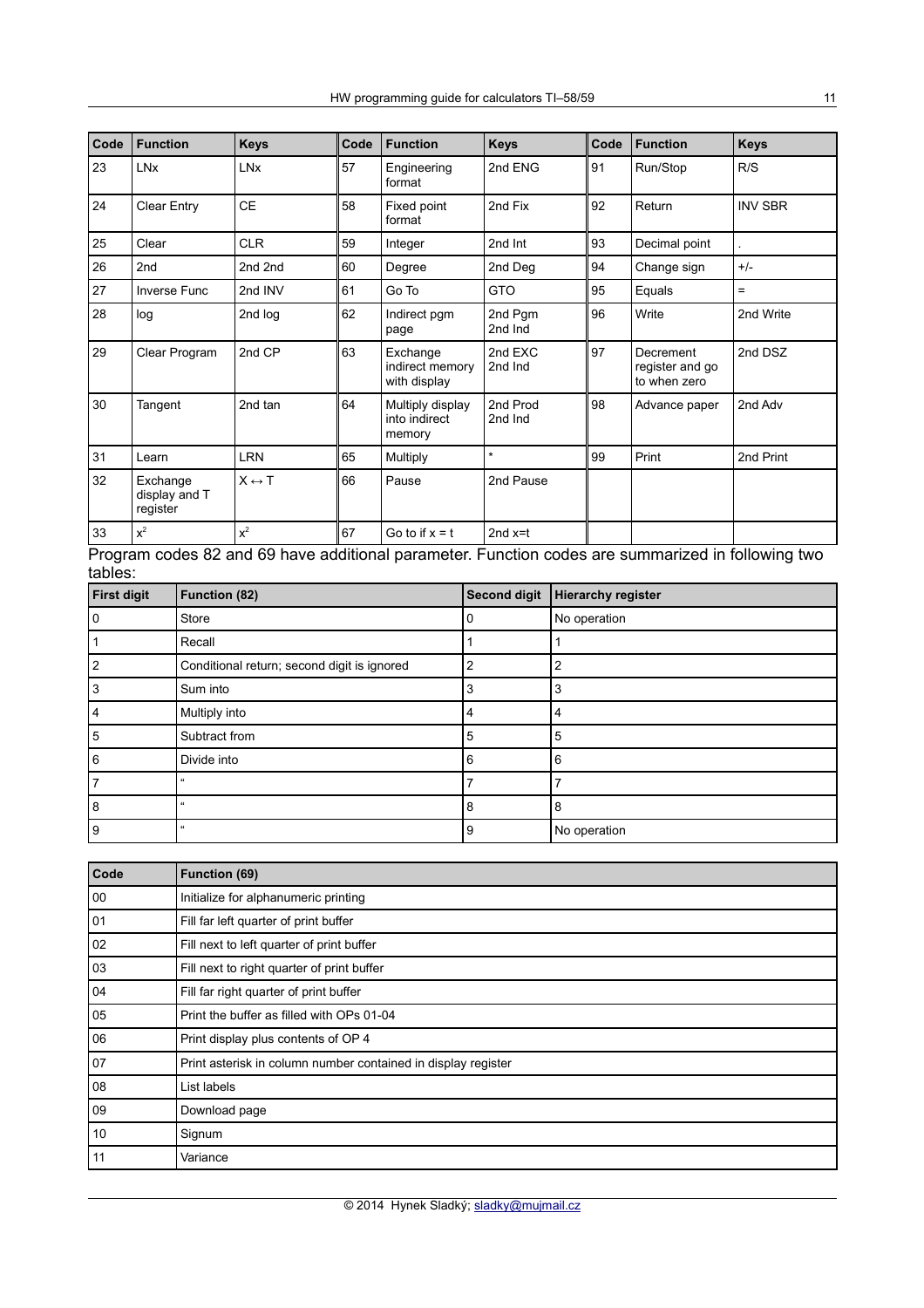| Code | Function | Keys | Code | Function | Keys | Code | Function | Keys |
|---|---|---|---|---|---|---|---|---|
| 23 | LNx | LNx | 57 | Engineering format | 2nd ENG | 91 | Run/Stop | R/S |
| 24 | Clear Entry | CE | 58 | Fixed point format | 2nd Fix | 92 | Return | INV SBR |
| 25 | Clear | CLR | 59 | Integer | 2nd Int | 93 | Decimal point | . |
| 26 | 2nd | 2nd 2nd | 60 | Degree | 2nd Deg | 94 | Change sign | +/- |
| 27 | Inverse Func | 2nd INV | 61 | Go To | GTO | 95 | Equals | = |
| 28 | log | 2nd log | 62 | Indirect pgm page | 2nd Pgm 2nd Ind | 96 | Write | 2nd Write |
| 29 | Clear Program | 2nd CP | 63 | Exchange indirect memory with display | 2nd EXC 2nd Ind | 97 | Decrement register and go to when zero | 2nd DSZ |
| 30 | Tangent | 2nd tan | 64 | Multiply display into indirect memory | 2nd Prod 2nd Ind | 98 | Advance paper | 2nd Adv |
| 31 | Learn | LRN | 65 | Multiply | * | 99 | Print | 2nd Print |
| 32 | Exchange display and T register | X ↔ T | 66 | Pause | 2nd Pause | | | |
| 33 | $x^2$ | $x^2$ | 67 | Go to if x = t | 2nd x=t | | | |

Program codes 82 and 69 have additional parameter. Function codes are summarized in following two tables:

| First digit | Function (82) | Second digit | Hierarchy register |
|---|---|---|---|
| 0 | Store | 0 | No operation |
| 1 | Recall | 1 | 1 |
| 2 | Conditional return; second digit is ignored | 2 | 2 |
| 3 | Sum into | 3 | 3 |
| 4 | Multiply into | 4 | 4 |
| 5 | Subtract from | 5 | 5 |
| 6 | Divide into | 6 | 6 |
| 7 | " | 7 | 7 |
| 8 | " | 8 | 8 |
| 9 | " | 9 | No operation |

| Code | Function (69) |
|---|---|
| 00 | Initialize for alphanumeric printing |
| 01 | Fill far left quarter of print buffer |
| 02 | Fill next to left quarter of print buffer |
| 03 | Fill next to right quarter of print buffer |
| 04 | Fill far right quarter of print buffer |
| 05 | Print the buffer as filled with OPs 01-04 |
| 06 | Print display plus contents of OP 4 |
| 07 | Print asterisk in column number contained in display register |
| 08 | List labels |
| 09 | Download page |
| 10 | Signum |
| 11 | Variance |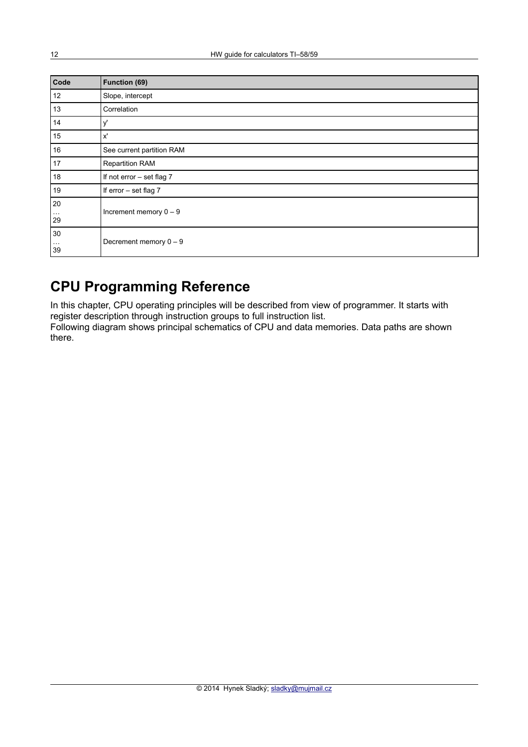| Code | Function (69) |
|---|---|
| 12 | Slope, intercept |
| 13 | Correlation |
| 14 | y' |
| 15 | x' |
| 16 | See current partition RAM |
| 17 | Repartition RAM |
| 18 | If not error – set flag 7 |
| 19 | If error – set flag 7 |
| 20 … 29 | Increment memory 0 – 9 |
| 30 … 39 | Decrement memory 0 – 9 |

# CPU Programming Reference

In this chapter, CPU operating principles will be described from view of programmer. It starts with register description through instruction groups to full instruction list.
Following diagram shows principal schematics of CPU and data memories. Data paths are shown there.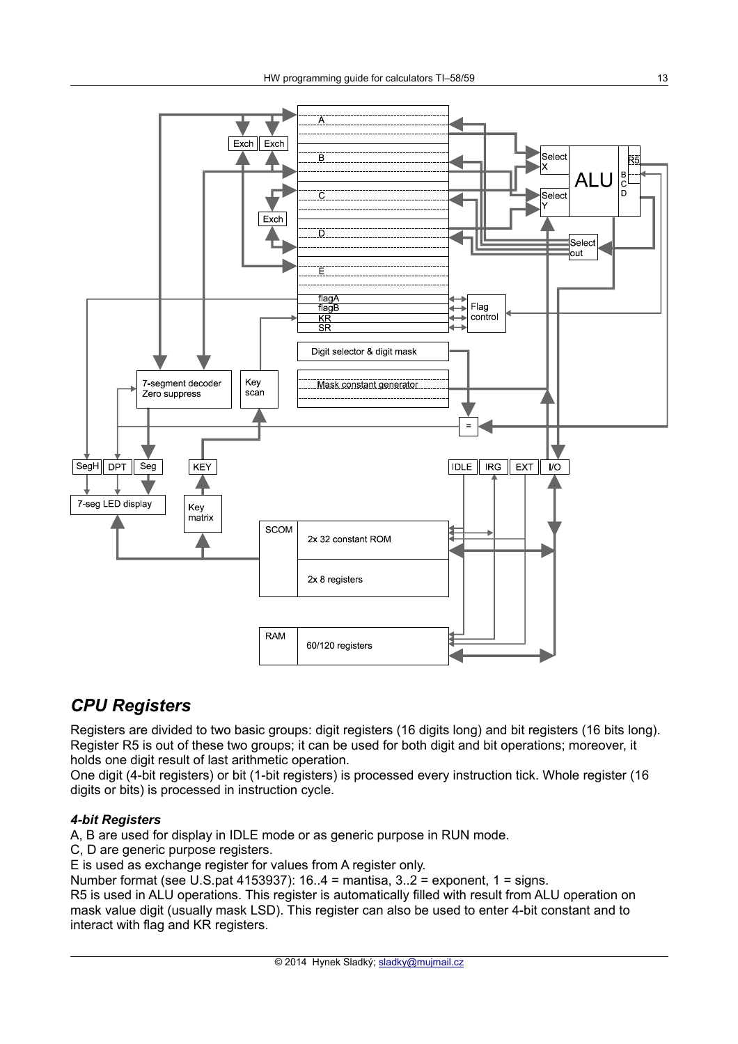## *CPU Registers*

Registers are divided to two basic groups: digit registers (16 digits long) and bit registers (16 bits long). Register R5 is out of these two groups; it can be used for both digit and bit operations; moreover, it holds one digit result of last arithmetic operation.
One digit (4-bit registers) or bit (1-bit registers) is processed every instruction tick. Whole register (16 digits or bits) is processed in instruction cycle.

### ***4-bit Registers***

A, B are used for display in IDLE mode or as generic purpose in RUN mode.
C, D are generic purpose registers.
E is used as exchange register for values from A register only.
Number format (see U.S.pat 4153937): 16..4 = mantisa, 3..2 = exponent, 1 = signs.
R5 is used in ALU operations. This register is automatically filled with result from ALU operation on mask value digit (usually mask LSD). This register can also be used to enter 4-bit constant and to interact with flag and KR registers.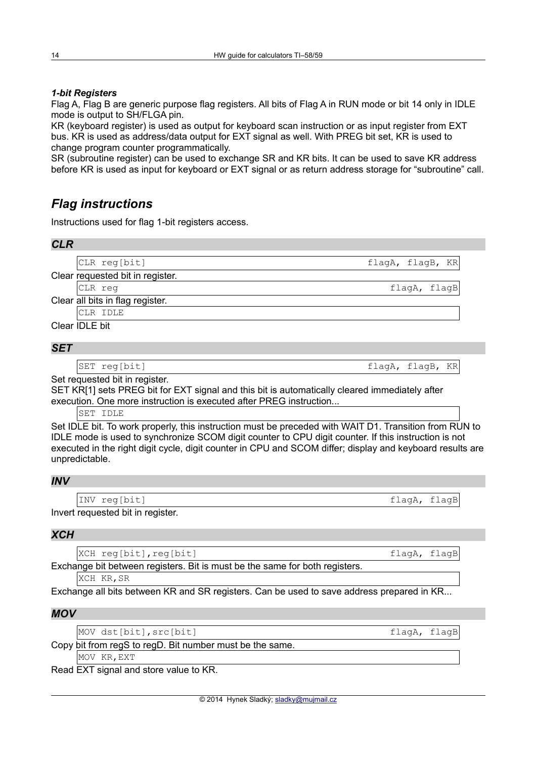### *1-bit Registers*

Flag A, Flag B are generic purpose flag registers. All bits of Flag A in RUN mode or bit 14 only in IDLE mode is output to SH/FLGA pin.
KR (keyboard register) is used as output for keyboard scan instruction or as input register from EXT bus. KR is used as address/data output for EXT signal as well. With PREG bit set, KR is used to change program counter programmatically.
SR (subroutine register) can be used to exchange SR and KR bits. It can be used to save KR address before KR is used as input for keyboard or EXT signal or as return address storage for "subroutine" call.

## *Flag instructions*

Instructions used for flag 1-bit registers access.

### *CLR*

| `CLR reg[bit]` | `flagA, flagB, KR` |
|---|---|

Clear requested bit in register.

| `CLR reg` | `flagA, flagB` |
|---|---|

Clear all bits in flag register.

| `CLR IDLE` | |
|---|---|

Clear IDLE bit

### *SET*

| `SET reg[bit]` | `flagA, flagB, KR` |
|---|---|

Set requested bit in register.
SET KR[1] sets PREG bit for EXT signal and this bit is automatically cleared immediately after execution. One more instruction is executed after PREG instruction...

| `SET IDLE` | |
|---|---|

Set IDLE bit. To work properly, this instruction must be preceded with WAIT D1. Transition from RUN to IDLE mode is used to synchronize SCOM digit counter to CPU digit counter. If this instruction is not executed in the right digit cycle, digit counter in CPU and SCOM differ; display and keyboard results are unpredictable.

### *INV*

| `INV reg[bit]` | `flagA, flagB` |
|---|---|

Invert requested bit in register.

### *XCH*

| `XCH reg[bit],reg[bit]` | `flagA, flagB` |
|---|---|

Exchange bit between registers. Bit is must be the same for both registers.

| `XCH KR,SR` | |
|---|---|

Exchange all bits between KR and SR registers. Can be used to save address prepared in KR...

### *MOV*

| `MOV dst[bit],src[bit]` | `flagA, flagB` |
|---|---|

Copy bit from regS to regD. Bit number must be the same.

| `MOV KR,EXT` | |
|---|---|

Read EXT signal and store value to KR.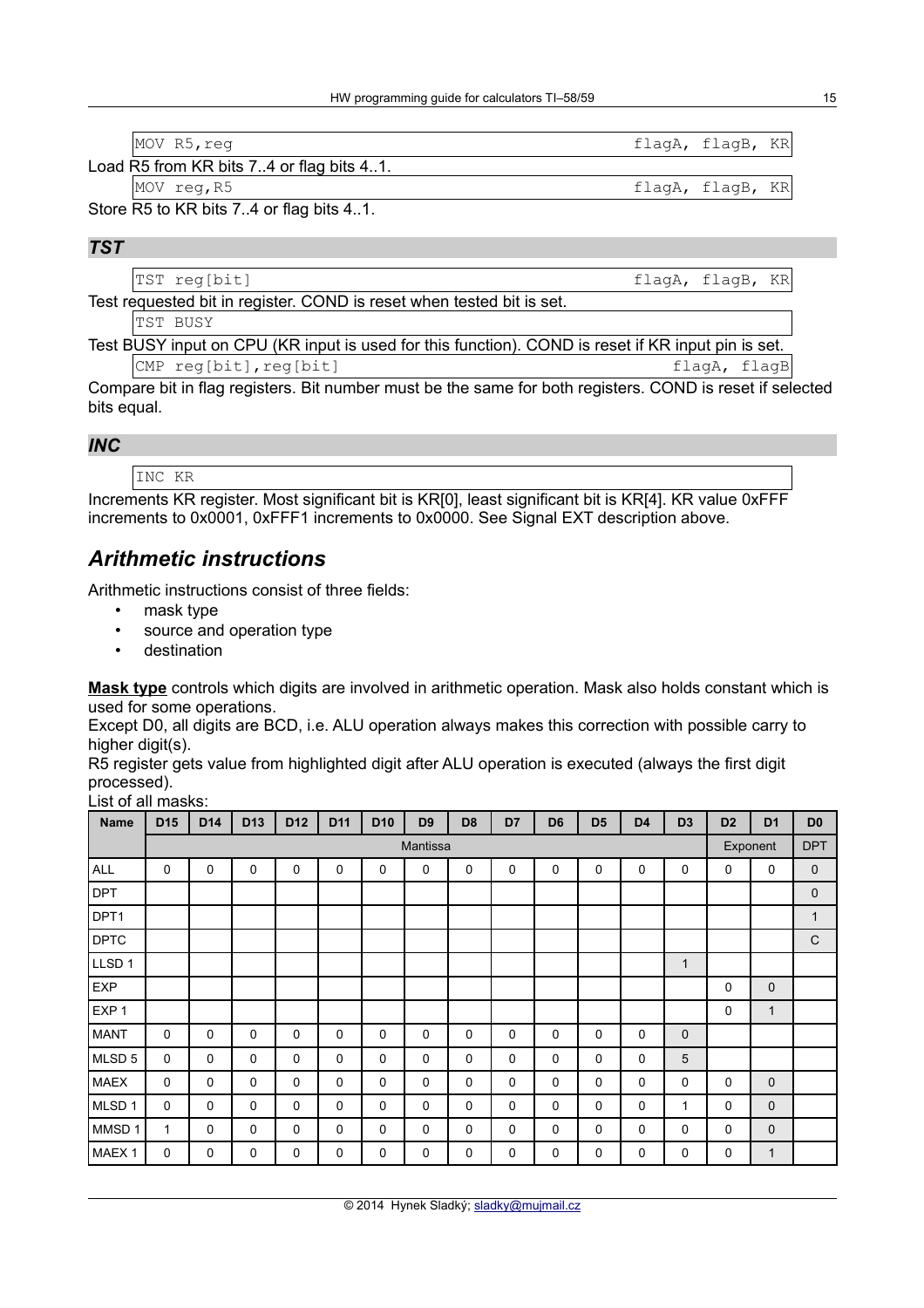```
MOV R5,reg                                                    flagA, flagB, KR
```

Load R5 from KR bits 7..4 or flag bits 4..1.

```
MOV reg,R5                                                    flagA, flagB, KR
```

Store R5 to KR bits 7..4 or flag bits 4..1.

## *TST*

```
TST reg[bit]                                                  flagA, flagB, KR
```

Test requested bit in register. COND is reset when tested bit is set.

```
TST BUSY
```

Test BUSY input on CPU (KR input is used for this function). COND is reset if KR input pin is set.

```
CMP reg[bit],reg[bit]                                         flagA, flagB
```

Compare bit in flag registers. Bit number must be the same for both registers. COND is reset if selected bits equal.

## *INC*

```
INC KR
```

Increments KR register. Most significant bit is KR[0], least significant bit is KR[4]. KR value 0xFFF increments to 0x0001, 0xFFF1 increments to 0x0000. See Signal EXT description above.

# *Arithmetic instructions*

Arithmetic instructions consist of three fields:

- mask type
- source and operation type
- destination

**Mask type** controls which digits are involved in arithmetic operation. Mask also holds constant which is used for some operations.

Except D0, all digits are BCD, i.e. ALU operation always makes this correction with possible carry to higher digit(s).

R5 register gets value from highlighted digit after ALU operation is executed (always the first digit processed).

List of all masks:

| Name | D15 | D14 | D13 | D12 | D11 | D10 | D9 | D8 | D7 | D6 | D5 | D4 | D3 | D2 | D1 | D0 |
|---|---|---|---|---|---|---|---|---|---|---|---|---|---|---|---|---|
| | Mantissa | | | | | | | | | | | | | Exponent | | DPT |
| ALL | 0 | 0 | 0 | 0 | 0 | 0 | 0 | 0 | 0 | 0 | 0 | 0 | 0 | 0 | 0 | 0 |
| DPT | | | | | | | | | | | | | | | | 0 |
| DPT1 | | | | | | | | | | | | | | | | 1 |
| DPTC | | | | | | | | | | | | | | | | C |
| LLSD 1 | | | | | | | | | | | | | 1 | | | |
| EXP | | | | | | | | | | | | | | 0 | 0 | |
| EXP 1 | | | | | | | | | | | | | | 0 | 1 | |
| MANT | 0 | 0 | 0 | 0 | 0 | 0 | 0 | 0 | 0 | 0 | 0 | 0 | 0 | | | |
| MLSD 5 | 0 | 0 | 0 | 0 | 0 | 0 | 0 | 0 | 0 | 0 | 0 | 0 | 5 | | | |
| MAEX | 0 | 0 | 0 | 0 | 0 | 0 | 0 | 0 | 0 | 0 | 0 | 0 | 0 | 0 | 0 | |
| MLSD 1 | 0 | 0 | 0 | 0 | 0 | 0 | 0 | 0 | 0 | 0 | 0 | 0 | 1 | 0 | 0 | |
| MMSD 1 | 1 | 0 | 0 | 0 | 0 | 0 | 0 | 0 | 0 | 0 | 0 | 0 | 0 | 0 | 0 | |
| MAEX 1 | 0 | 0 | 0 | 0 | 0 | 0 | 0 | 0 | 0 | 0 | 0 | 0 | 0 | 0 | 1 | |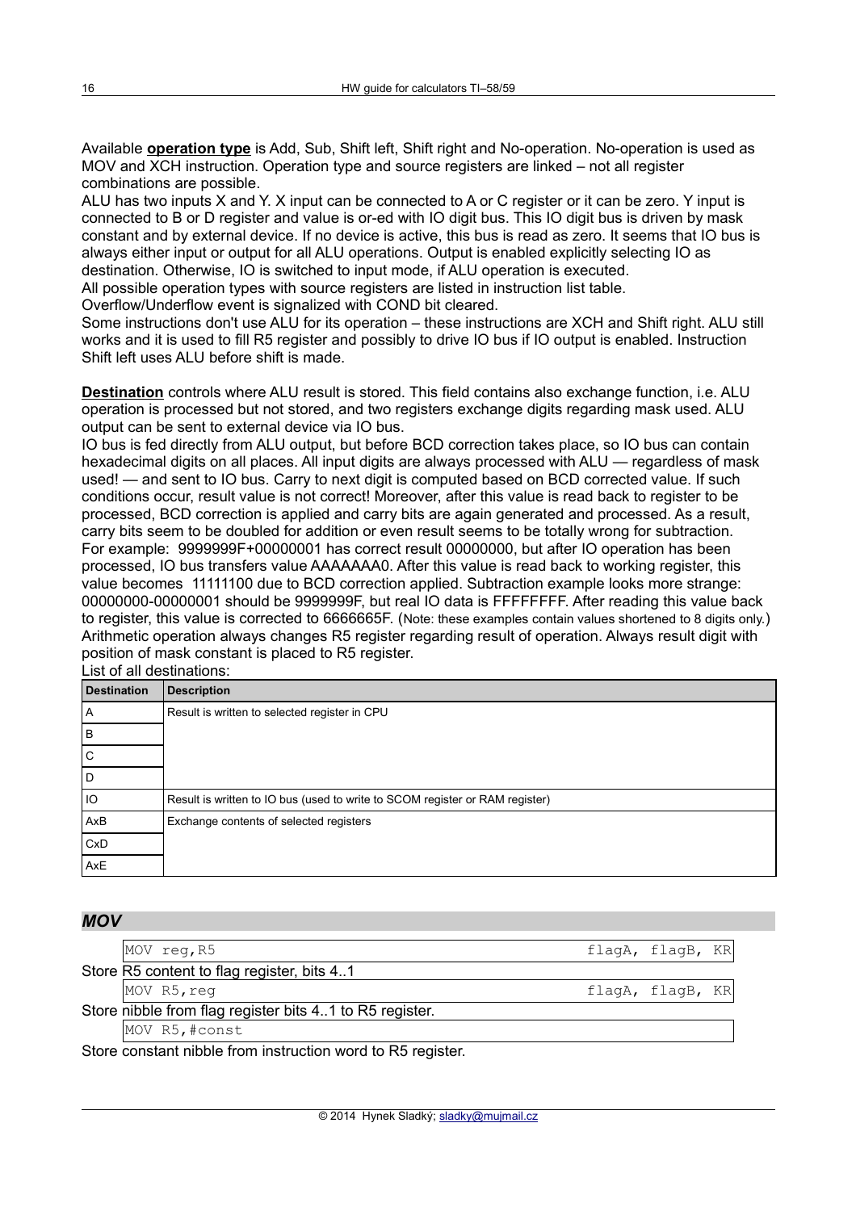Available **operation type** is Add, Sub, Shift left, Shift right and No-operation. No-operation is used as MOV and XCH instruction. Operation type and source registers are linked – not all register combinations are possible.
ALU has two inputs X and Y. X input can be connected to A or C register or it can be zero. Y input is connected to B or D register and value is or-ed with IO digit bus. This IO digit bus is driven by mask constant and by external device. If no device is active, this bus is read as zero. It seems that IO bus is always either input or output for all ALU operations. Output is enabled explicitly selecting IO as destination. Otherwise, IO is switched to input mode, if ALU operation is executed.
All possible operation types with source registers are listed in instruction list table.
Overflow/Underflow event is signalized with COND bit cleared.
Some instructions don't use ALU for its operation – these instructions are XCH and Shift right. ALU still works and it is used to fill R5 register and possibly to drive IO bus if IO output is enabled. Instruction Shift left uses ALU before shift is made.

**Destination** controls where ALU result is stored. This field contains also exchange function, i.e. ALU operation is processed but not stored, and two registers exchange digits regarding mask used. ALU output can be sent to external device via IO bus.
IO bus is fed directly from ALU output, but before BCD correction takes place, so IO bus can contain hexadecimal digits on all places. All input digits are always processed with ALU — regardless of mask used! — and sent to IO bus. Carry to next digit is computed based on BCD corrected value. If such conditions occur, result value is not correct! Moreover, after this value is read back to register to be processed, BCD correction is applied and carry bits are again generated and processed. As a result, carry bits seem to be doubled for addition or even result seems to be totally wrong for subtraction. For example: 9999999F+00000001 has correct result 00000000, but after IO operation has been processed, IO bus transfers value AAAAAAA0. After this value is read back to working register, this value becomes 11111100 due to BCD correction applied. Subtraction example looks more strange: 00000000-00000001 should be 9999999F, but real IO data is FFFFFFFF. After reading this value back to register, this value is corrected to 6666665F. (Note: these examples contain values shortened to 8 digits only.)
Arithmetic operation always changes R5 register regarding result of operation. Always result digit with position of mask constant is placed to R5 register.
List of all destinations:

| Destination | Description |
|---|---|
| A | Result is written to selected register in CPU |
| B | |
| C | |
| D | |
| IO | Result is written to IO bus (used to write to SCOM register or RAM register) |
| AxB | Exchange contents of selected registers |
| CxD | |
| AxE | |

### *MOV*

```
MOV reg,R5                                        flagA, flagB, KR
```

Store R5 content to flag register, bits 4..1

```
MOV R5,reg                                        flagA, flagB, KR
```

Store nibble from flag register bits 4..1 to R5 register.

```
MOV R5,#const
```

Store constant nibble from instruction word to R5 register.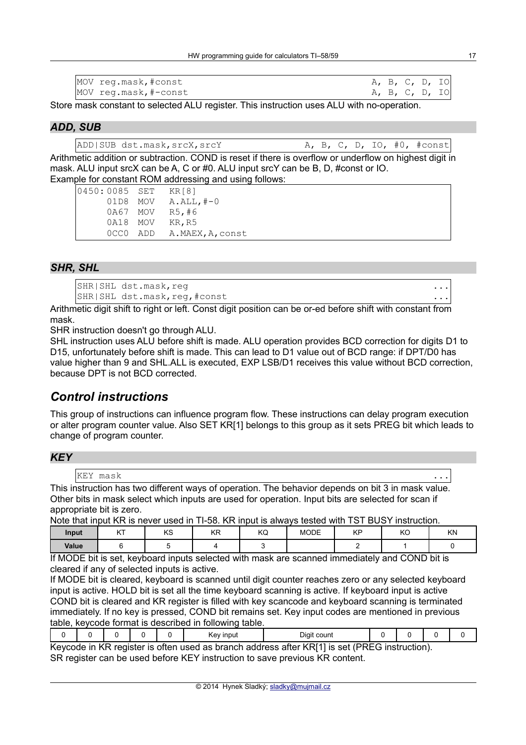```
MOV reg.mask,#const                                          A, B, C, D, IO
MOV reg.mask,#-const                                         A, B, C, D, IO
```

Store mask constant to selected ALU register. This instruction uses ALU with no-operation.

### *ADD, SUB*

```
ADD|SUB dst.mask,srcX,srcY                     A, B, C, D, IO, #0, #const
```

Arithmetic addition or subtraction. COND is reset if there is overflow or underflow on highest digit in mask. ALU input srcX can be A, C or #0. ALU input srcY can be B, D, #const or IO.

Example for constant ROM addressing and using follows:

```
0450: 0085  SET   KR[8]
      01D8  MOV   A.ALL,#-0
      0A67  MOV   R5,#6
      0A18  MOV   KR,R5
      0CC0  ADD   A.MAEX,A,const
```

### *SHR, SHL*

```
SHR|SHL dst.mask,reg                                                    ...
SHR|SHL dst.mask,reg,#const                                             ...
```

Arithmetic digit shift to right or left. Const digit position can be or-ed before shift with constant from mask.

SHR instruction doesn't go through ALU.

SHL instruction uses ALU before shift is made. ALU operation provides BCD correction for digits D1 to D15, unfortunately before shift is made. This can lead to D1 value out of BCD range: if DPT/D0 has value higher than 9 and SHL.ALL is executed, EXP LSB/D1 receives this value without BCD correction, because DPT is not BCD corrected.

## *Control instructions*

This group of instructions can influence program flow. These instructions can delay program execution or alter program counter value. Also SET KR[1] belongs to this group as it sets PREG bit which leads to change of program counter.

### *KEY*

```
KEY mask                                                                ...
```

This instruction has two different ways of operation. The behavior depends on bit 3 in mask value. Other bits in mask select which inputs are used for operation. Input bits are selected for scan if appropriate bit is zero.

Note that input KR is never used in TI-58. KR input is always tested with TST BUSY instruction.

| Input | KT | KS | KR | KQ | MODE | KP | KO | KN |
|---|---|---|---|---|---|---|---|---|
| Value | 6 | 5 | 4 | 3 | | 2 | 1 | 0 |

If MODE bit is set, keyboard inputs selected with mask are scanned immediately and COND bit is cleared if any of selected inputs is active.

If MODE bit is cleared, keyboard is scanned until digit counter reaches zero or any selected keyboard input is active. HOLD bit is set all the time keyboard scanning is active. If keyboard input is active COND bit is cleared and KR register is filled with key scancode and keyboard scanning is terminated immediately. If no key is pressed, COND bit remains set. Key input codes are mentioned in previous table, keycode format is described in following table.

| 0 | 0 | 0 | 0 | 0 | Key input | Digit count | 0 | 0 | 0 | 0 |
|---|---|---|---|---|---|---|---|---|---|---|

Keycode in KR register is often used as branch address after KR[1] is set (PREG instruction). SR register can be used before KEY instruction to save previous KR content.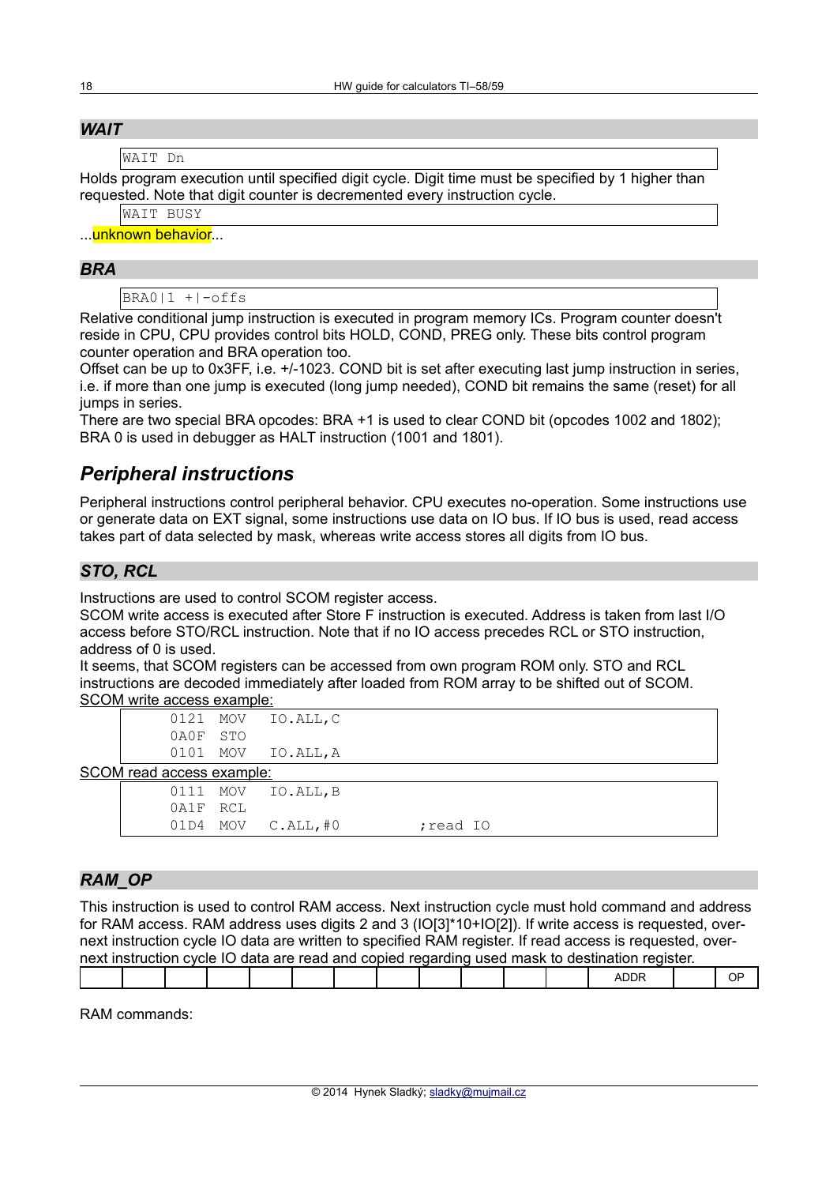### *WAIT*

```
WAIT Dn
```

Holds program execution until specified digit cycle. Digit time must be specified by 1 higher than requested. Note that digit counter is decremented every instruction cycle.

```
WAIT BUSY
```

...unknown behavior...

### *BRA*

```
BRA0|1 +|-offs
```

Relative conditional jump instruction is executed in program memory ICs. Program counter doesn't reside in CPU, CPU provides control bits HOLD, COND, PREG only. These bits control program counter operation and BRA operation too.
Offset can be up to 0x3FF, i.e. +/-1023. COND bit is set after executing last jump instruction in series, i.e. if more than one jump is executed (long jump needed), COND bit remains the same (reset) for all jumps in series.
There are two special BRA opcodes: BRA +1 is used to clear COND bit (opcodes 1002 and 1802); BRA 0 is used in debugger as HALT instruction (1001 and 1801).

## *Peripheral instructions*

Peripheral instructions control peripheral behavior. CPU executes no-operation. Some instructions use or generate data on EXT signal, some instructions use data on IO bus. If IO bus is used, read access takes part of data selected by mask, whereas write access stores all digits from IO bus.

### *STO, RCL*

Instructions are used to control SCOM register access.
SCOM write access is executed after Store F instruction is executed. Address is taken from last I/O access before STO/RCL instruction. Note that if no IO access precedes RCL or STO instruction, address of 0 is used.
It seems, that SCOM registers can be accessed from own program ROM only. STO and RCL instructions are decoded immediately after loaded from ROM array to be shifted out of SCOM.
SCOM write access example:

```
        0121  MOV   IO.ALL,C
        0A0F  STO
        0101  MOV   IO.ALL,A
```

SCOM read access example:

```
        0111  MOV   IO.ALL,B
        0A1F  RCL
        01D4  MOV   C.ALL,#0              ;read IO
```

### *RAM_OP*

This instruction is used to control RAM access. Next instruction cycle must hold command and address for RAM access. RAM address uses digits 2 and 3 (IO[3]*10+IO[2]). If write access is requested, over-next instruction cycle IO data are written to specified RAM register. If read access is requested, over-next instruction cycle IO data are read and copied regarding used mask to destination register.

| | | | | | | | | | | | | ADDR | | OP |
|---|---|---|---|---|---|---|---|---|---|---|---|---|---|---|

RAM commands: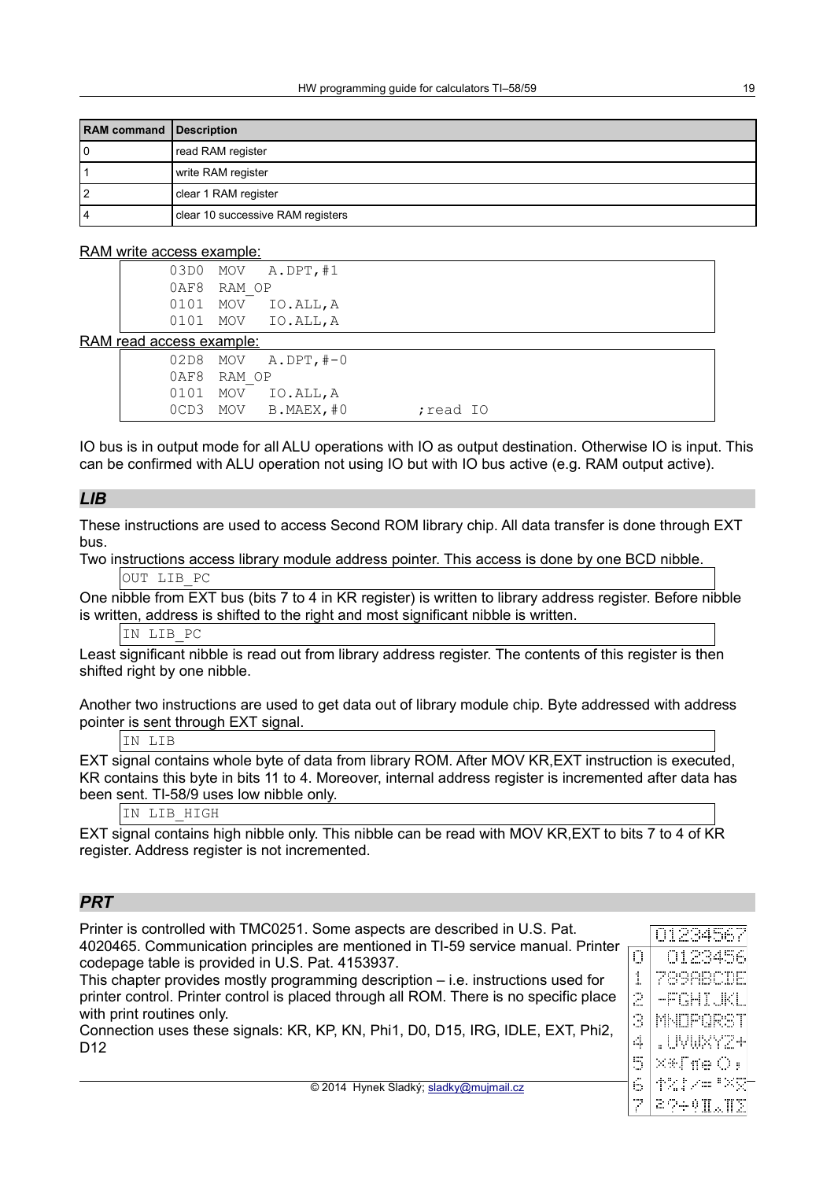| RAM command | Description |
|---|---|
| 0 | read RAM register |
| 1 | write RAM register |
| 2 | clear 1 RAM register |
| 4 | clear 10 successive RAM registers |

RAM write access example:

```
03D0  MOV   A.DPT,#1
0AF8  RAM_OP
0101  MOV   IO.ALL,A
0101  MOV   IO.ALL,A
```

RAM read access example:

```
02D8  MOV   A.DPT,#-0
0AF8  RAM_OP
0101  MOV   IO.ALL,A
0CD3  MOV   B.MAEX,#0        ;read IO
```

IO bus is in output mode for all ALU operations with IO as output destination. Otherwise IO is input. This can be confirmed with ALU operation not using IO but with IO bus active (e.g. RAM output active).

## *LIB*

These instructions are used to access Second ROM library chip. All data transfer is done through EXT bus.

Two instructions access library module address pointer. This access is done by one BCD nibble.

```
OUT LIB_PC
```

One nibble from EXT bus (bits 7 to 4 in KR register) is written to library address register. Before nibble is written, address is shifted to the right and most significant nibble is written.

```
IN LIB_PC
```

Least significant nibble is read out from library address register. The contents of this register is then shifted right by one nibble.

Another two instructions are used to get data out of library module chip. Byte addressed with address pointer is sent through EXT signal.

```
IN LIB
```

EXT signal contains whole byte of data from library ROM. After MOV KR,EXT instruction is executed, KR contains this byte in bits 11 to 4. Moreover, internal address register is incremented after data has been sent. TI-58/9 uses low nibble only.

```
IN LIB_HIGH
```

EXT signal contains high nibble only. This nibble can be read with MOV KR,EXT to bits 7 to 4 of KR register. Address register is not incremented.

## *PRT*

Printer is controlled with TMC0251. Some aspects are described in U.S. Pat. 4020465. Communication principles are mentioned in TI-59 service manual. Printer codepage table is provided in U.S. Pat. 4153937.

This chapter provides mostly programming description – i.e. instructions used for printer control. Printer control is placed through all ROM. There is no specific place with print routines only.

Connection uses these signals: KR, KP, KN, Phi1, D0, D15, IRG, IDLE, EXT, Phi2, D12

| | 01234567 |
|---|---|
| 0 | 0123456 |
| 1 | 789ABCDE |
| 2 | -FGHIJKL |
| 3 | MNOPQRST |
| 4 | .UVWXYZ+ |
| 5 | ×*√πe( ), |
| 6 | ↑%↓/=′×x̄ |
| 7 | ²?÷!Π△ΠΣ |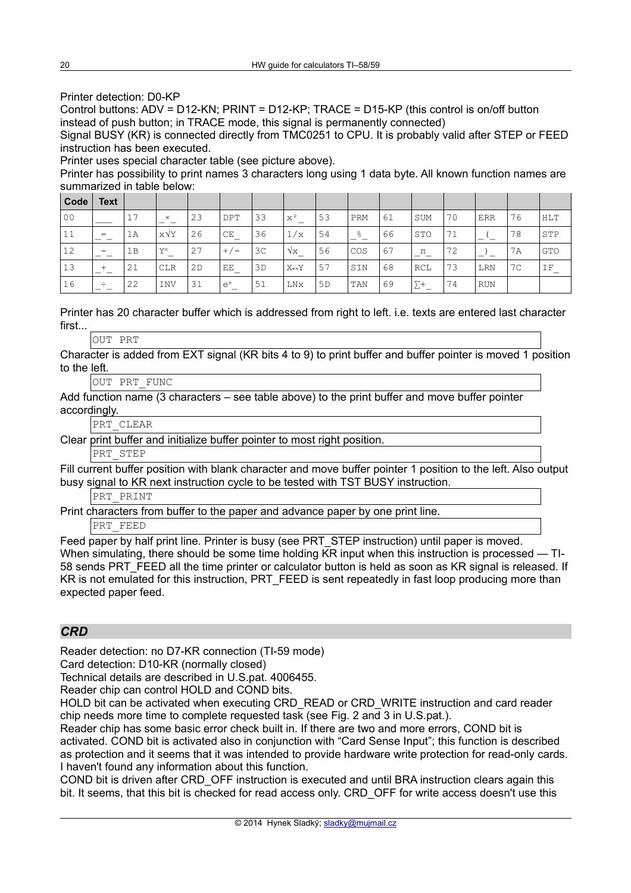Printer detection: D0-KP

Control buttons: ADV = D12-KN; PRINT = D12-KP; TRACE = D15-KP (this control is on/off button instead of push button; in TRACE mode, this signal is permanently connected)

Signal BUSY (KR) is connected directly from TMC0251 to CPU. It is probably valid after STEP or FEED instruction has been executed.

Printer uses special character table (see picture above).

Printer has possibility to print names 3 characters long using 1 data byte. All known function names are summarized in table below:

| Code | Text | | | | | | | | | | | | | | |
|---|---|---|---|---|---|---|---|---|---|---|---|---|---|---|---|
| 00 | ___ | 17 | _×_ | 23 | DPT | 33 | x²_ | 53 | PRM | 61 | SUM | 70 | ERR | 76 | HLT |
| 11 | _=_ | 1A | x√Y | 26 | CE_ | 36 | 1/x | 54 | _%_ | 66 | STO | 71 | _(_ | 78 | STP |
| 12 | _−_ | 1B | Yˣ_ | 27 | +/− | 3C | √x_ | 56 | COS | 67 | _π_ | 72 | _)_ | 7A | GTO |
| 13 | _+_ | 21 | CLR | 2D | EE_ | 3D | X↔Y | 57 | SIN | 68 | RCL | 73 | LRN | 7C | IF_ |
| 16 | _÷_ | 22 | INV | 31 | eˣ_ | 51 | LNx | 5D | TAN | 69 | ∑+_ | 74 | RUN | | |

Printer has 20 character buffer which is addressed from right to left. i.e. texts are entered last character first...

```
OUT PRT
```

Character is added from EXT signal (KR bits 4 to 9) to print buffer and buffer pointer is moved 1 position to the left.

```
OUT PRT_FUNC
```

Add function name (3 characters – see table above) to the print buffer and move buffer pointer accordingly.

```
PRT_CLEAR
```

Clear print buffer and initialize buffer pointer to most right position.

```
PRT_STEP
```

Fill current buffer position with blank character and move buffer pointer 1 position to the left. Also output busy signal to KR next instruction cycle to be tested with TST BUSY instruction.

```
PRT_PRINT
```

Print characters from buffer to the paper and advance paper by one print line.

```
PRT_FEED
```

Feed paper by half print line. Printer is busy (see PRT_STEP instruction) until paper is moved.

When simulating, there should be some time holding KR input when this instruction is processed — TI-58 sends PRT_FEED all the time printer or calculator button is held as soon as KR signal is released. If KR is not emulated for this instruction, PRT_FEED is sent repeatedly in fast loop producing more than expected paper feed.

## *CRD*

Reader detection: no D7-KR connection (TI-59 mode)

Card detection: D10-KR (normally closed)

Technical details are described in U.S.pat. 4006455.

Reader chip can control HOLD and COND bits.

HOLD bit can be activated when executing CRD_READ or CRD_WRITE instruction and card reader chip needs more time to complete requested task (see Fig. 2 and 3 in U.S.pat.).

Reader chip has some basic error check built in. If there are two and more errors, COND bit is activated. COND bit is activated also in conjunction with "Card Sense Input"; this function is described as protection and it seems that it was intended to provide hardware write protection for read-only cards. I haven't found any information about this function.

COND bit is driven after CRD_OFF instruction is executed and until BRA instruction clears again this bit. It seems, that this bit is checked for read access only. CRD_OFF for write access doesn't use this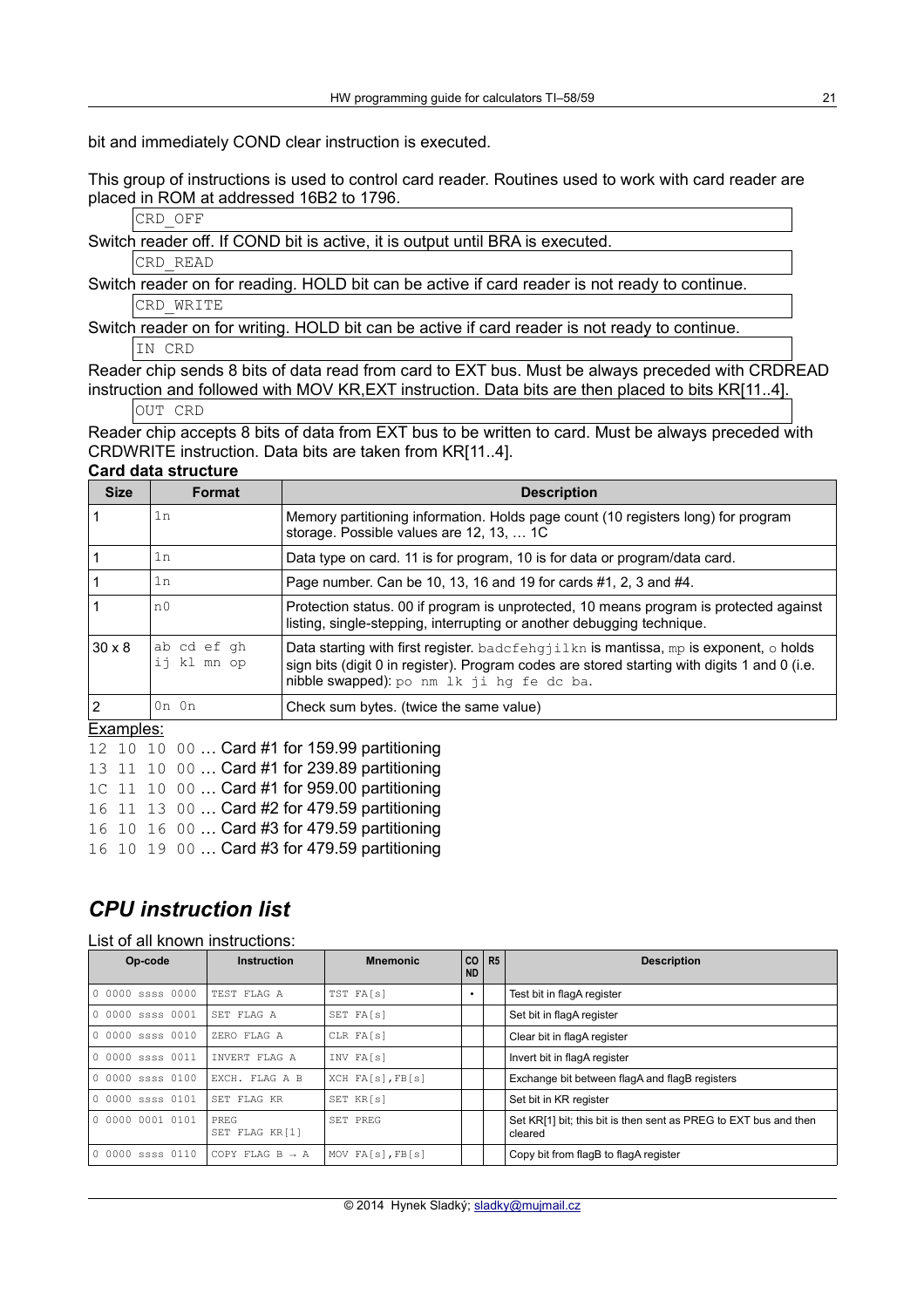bit and immediately COND clear instruction is executed.

This group of instructions is used to control card reader. Routines used to work with card reader are placed in ROM at addressed 16B2 to 1796.

```
CRD_OFF
```

Switch reader off. If COND bit is active, it is output until BRA is executed.

```
CRD_READ
```

Switch reader on for reading. HOLD bit can be active if card reader is not ready to continue.

```
CRD_WRITE
```

Switch reader on for writing. HOLD bit can be active if card reader is not ready to continue.

```
IN CRD
```

Reader chip sends 8 bits of data read from card to EXT bus. Must be always preceded with CRDREAD instruction and followed with MOV KR,EXT instruction. Data bits are then placed to bits KR[11..4].

```
OUT CRD
```

Reader chip accepts 8 bits of data from EXT bus to be written to card. Must be always preceded with CRDWRITE instruction. Data bits are taken from KR[11..4].

**Card data structure**

| Size | Format | Description |
|---|---|---|
| 1 | `1n` | Memory partitioning information. Holds page count (10 registers long) for program storage. Possible values are 12, 13, … 1C |
| 1 | `1n` | Data type on card. 11 is for program, 10 is for data or program/data card. |
| 1 | `1n` | Page number. Can be 10, 13, 16 and 19 for cards #1, 2, 3 and #4. |
| 1 | `n0` | Protection status. 00 if program is unprotected, 10 means program is protected against listing, single-stepping, interrupting or another debugging technique. |
| 30 x 8 | `ab cd ef gh ij kl mn op` | Data starting with first register. `badcfehgjilkn` is mantissa, `mp` is exponent, `o` holds sign bits (digit 0 in register). Program codes are stored starting with digits 1 and 0 (i.e. nibble swapped): `po nm lk ji hg fe dc ba`. |
| 2 | `0n 0n` | Check sum bytes. (twice the same value) |

Examples:

`12 10 10 00` … Card #1 for 159.99 partitioning
`13 11 10 00` … Card #1 for 239.89 partitioning
`1C 11 10 00` … Card #1 for 959.00 partitioning
`16 11 13 00` … Card #2 for 479.59 partitioning
`16 10 16 00` … Card #3 for 479.59 partitioning
`16 10 19 00` … Card #3 for 479.59 partitioning

## *CPU instruction list*

List of all known instructions:

| Op-code | Instruction | Mnemonic | COND | R5 | Description |
|---|---|---|---|---|---|
| 0 0000 ssss 0000 | TEST FLAG A | TST FA[s] | • | | Test bit in flagA register |
| 0 0000 ssss 0001 | SET FLAG A | SET FA[s] | | | Set bit in flagA register |
| 0 0000 ssss 0010 | ZERO FLAG A | CLR FA[s] | | | Clear bit in flagA register |
| 0 0000 ssss 0011 | INVERT FLAG A | INV FA[s] | | | Invert bit in flagA register |
| 0 0000 ssss 0100 | EXCH. FLAG A B | XCH FA[s],FB[s] | | | Exchange bit between flagA and flagB registers |
| 0 0000 ssss 0101 | SET FLAG KR | SET KR[s] | | | Set bit in KR register |
| 0 0000 0001 0101 | PREG SET FLAG KR[1] | SET PREG | | | Set KR[1] bit; this bit is then sent as PREG to EXT bus and then cleared |
| 0 0000 ssss 0110 | COPY FLAG B → A | MOV FA[s],FB[s] | | | Copy bit from flagB to flagA register |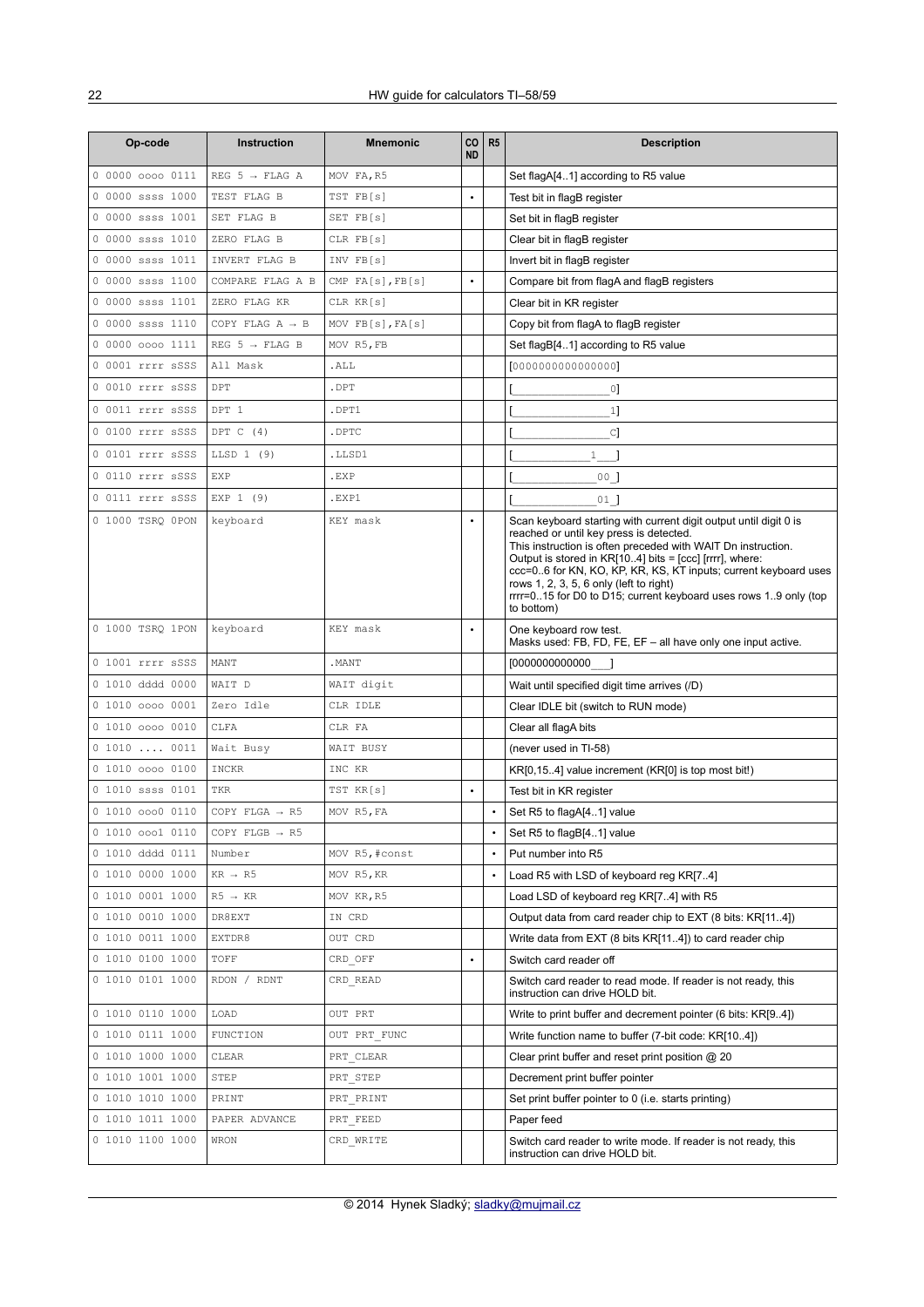| Op-code | Instruction | Mnemonic | COND | R5 | Description |
|---|---|---|---|---|---|
| 0 0000 oooo 0111 | REG 5 → FLAG A | MOV FA,R5 | | | Set flagA[4..1] according to R5 value |
| 0 0000 ssss 1000 | TEST FLAG B | TST FB[s] | • | | Test bit in flagB register |
| 0 0000 ssss 1001 | SET FLAG B | SET FB[s] | | | Set bit in flagB register |
| 0 0000 ssss 1010 | ZERO FLAG B | CLR FB[s] | | | Clear bit in flagB register |
| 0 0000 ssss 1011 | INVERT FLAG B | INV FB[s] | | | Invert bit in flagB register |
| 0 0000 ssss 1100 | COMPARE FLAG A B | CMP FA[s],FB[s] | • | | Compare bit from flagA and flagB registers |
| 0 0000 ssss 1101 | ZERO FLAG KR | CLR KR[s] | | | Clear bit in KR register |
| 0 0000 ssss 1110 | COPY FLAG A → B | MOV FB[s],FA[s] | | | Copy bit from flagA to flagB register |
| 0 0000 oooo 1111 | REG 5 → FLAG B | MOV R5,FB | | | Set flagB[4..1] according to R5 value |
| 0 0001 rrrr sSSS | All Mask | .ALL | | | [0000000000000000] |
| 0 0010 rrrr sSSS | DPT | .DPT | | | [_______________0] |
| 0 0011 rrrr sSSS | DPT 1 | .DPT1 | | | [_______________1] |
| 0 0100 rrrr sSSS | DPT C (4) | .DPTC | | | [_______________C] |
| 0 0101 rrrr sSSS | LLSD 1 (9) | .LLSD1 | | | [____________1___] |
| 0 0110 rrrr sSSS | EXP | .EXP | | | [_____________00_] |
| 0 0111 rrrr sSSS | EXP 1 (9) | .EXP1 | | | [_____________01_] |
| 0 1000 TSRQ 0PON | keyboard | KEY mask | • | | Scan keyboard starting with current digit output until digit 0 is reached or until key press is detected.<br>This instruction is often preceded with WAIT Dn instruction.<br>Output is stored in KR[10..4] bits = [ccc] [rrrr], where:<br>ccc=0..6 for KN, KO, KP, KR, KS, KT inputs; current keyboard uses rows 1, 2, 3, 5, 6 only (left to right)<br>rrrr=0..15 for D0 to D15; current keyboard uses rows 1..9 only (top to bottom) |
| 0 1000 TSRQ 1PON | keyboard | KEY mask | • | | One keyboard row test.<br>Masks used: FB, FD, FE, EF – all have only one input active. |
| 0 1001 rrrr sSSS | MANT | .MANT | | | [0000000000000___] |
| 0 1010 dddd 0000 | WAIT D | WAIT digit | | | Wait until specified digit time arrives (/D) |
| 0 1010 oooo 0001 | Zero Idle | CLR IDLE | | | Clear IDLE bit (switch to RUN mode) |
| 0 1010 oooo 0010 | CLFA | CLR FA | | | Clear all flagA bits |
| 0 1010 .... 0011 | Wait Busy | WAIT BUSY | | | (never used in TI-58) |
| 0 1010 oooo 0100 | INCKR | INC KR | | | KR[0,15..4] value increment (KR[0] is top most bit!) |
| 0 1010 ssss 0101 | TKR | TST KR[s] | • | | Test bit in KR register |
| 0 1010 ooo0 0110 | COPY FLGA → R5 | MOV R5,FA | | • | Set R5 to flagA[4..1] value |
| 0 1010 ooo1 0110 | COPY FLGB → R5 | | | • | Set R5 to flagB[4..1] value |
| 0 1010 dddd 0111 | Number | MOV R5,#const | | • | Put number into R5 |
| 0 1010 0000 1000 | KR → R5 | MOV R5,KR | | • | Load R5 with LSD of keyboard reg KR[7..4] |
| 0 1010 0001 1000 | R5 → KR | MOV KR,R5 | | | Load LSD of keyboard reg KR[7..4] with R5 |
| 0 1010 0010 1000 | DR8EXT | IN CRD | | | Output data from card reader chip to EXT (8 bits: KR[11..4]) |
| 0 1010 0011 1000 | EXTDR8 | OUT CRD | | | Write data from EXT (8 bits KR[11..4]) to card reader chip |
| 0 1010 0100 1000 | TOFF | CRD_OFF | • | | Switch card reader off |
| 0 1010 0101 1000 | RDON / RDNT | CRD_READ | | | Switch card reader to read mode. If reader is not ready, this instruction can drive HOLD bit. |
| 0 1010 0110 1000 | LOAD | OUT PRT | | | Write to print buffer and decrement pointer (6 bits: KR[9..4]) |
| 0 1010 0111 1000 | FUNCTION | OUT PRT_FUNC | | | Write function name to buffer (7-bit code: KR[10..4]) |
| 0 1010 1000 1000 | CLEAR | PRT_CLEAR | | | Clear print buffer and reset print position @ 20 |
| 0 1010 1001 1000 | STEP | PRT_STEP | | | Decrement print buffer pointer |
| 0 1010 1010 1000 | PRINT | PRT_PRINT | | | Set print buffer pointer to 0 (i.e. starts printing) |
| 0 1010 1011 1000 | PAPER ADVANCE | PRT_FEED | | | Paper feed |
| 0 1010 1100 1000 | WRON | CRD_WRITE | | | Switch card reader to write mode. If reader is not ready, this instruction can drive HOLD bit. |

© 2014 Hynek Sladký; sladky@mujmail.cz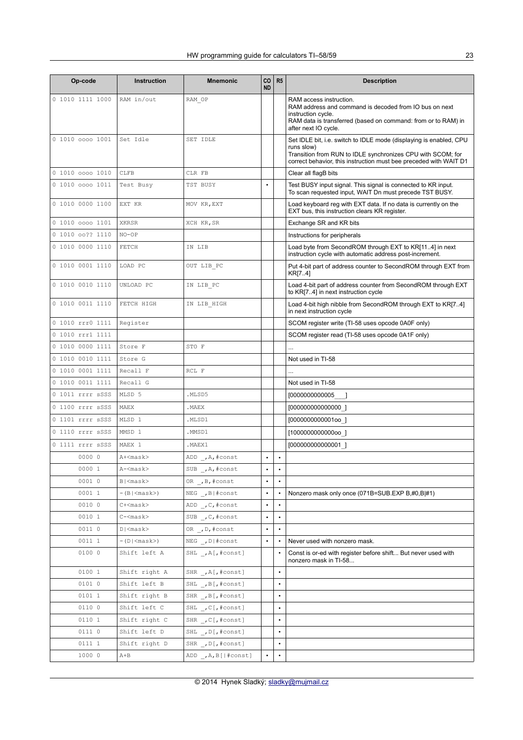| Op-code | Instruction | Mnemonic | COND | R5 | Description |
|---|---|---|---|---|---|
| 0 1010 1111 1000 | RAM in/out | RAM_OP | | | RAM access instruction.<br>RAM address and command is decoded from IO bus on next instruction cycle.<br>RAM data is transferred (based on command: from or to RAM) in after next IO cycle. |
| 0 1010 oooo 1001 | Set Idle | SET IDLE | | | Set IDLE bit, i.e. switch to IDLE mode (displaying is enabled, CPU runs slow)<br>Transition from RUN to IDLE synchronizes CPU with SCOM; for correct behavior, this instruction must bee preceded with WAIT D1 |
| 0 1010 oooo 1010 | CLFB | CLR FB | | | Clear all flagB bits |
| 0 1010 oooo 1011 | Test Busy | TST BUSY | • | | Test BUSY input signal. This signal is connected to KR input.<br>To scan requested input, WAIT Dn must precede TST BUSY. |
| 0 1010 0000 1100 | EXT KR | MOV KR,EXT | | | Load keyboard reg with EXT data. If no data is currently on the EXT bus, this instruction clears KR register. |
| 0 1010 oooo 1101 | XKRSR | XCH KR,SR | | | Exchange SR and KR bits |
| 0 1010 oo?? 1110 | NO-OP | | | | Instructions for peripherals |
| 0 1010 0000 1110 | FETCH | IN LIB | | | Load byte from SecondROM through EXT to KR[11..4] in next instruction cycle with automatic address post-increment. |
| 0 1010 0001 1110 | LOAD PC | OUT LIB_PC | | | Put 4-bit part of address counter to SecondROM through EXT from KR[7..4] |
| 0 1010 0010 1110 | UNLOAD PC | IN LIB_PC | | | Load 4-bit part of address counter from SecondROM through EXT to KR[7..4] in next instruction cycle |
| 0 1010 0011 1110 | FETCH HIGH | IN LIB_HIGH | | | Load 4-bit high nibble from SecondROM through EXT to KR[7..4] in next instruction cycle |
| 0 1010 rrr0 1111 | Register | | | | SCOM register write (TI-58 uses opcode 0A0F only) |
| 0 1010 rrr1 1111 | | | | | SCOM register read (TI-58 uses opcode 0A1F only) |
| 0 1010 0000 1111 | Store F | STO F | | | ... |
| 0 1010 0010 1111 | Store G | | | | Not used in TI-58 |
| 0 1010 0001 1111 | Recall F | RCL F | | | ... |
| 0 1010 0011 1111 | Recall G | | | | Not used in TI-58 |
| 0 1011 rrrr sSSS | MLSD 5 | .MLSD5 | | | [0000000000005___] |
| 0 1100 rrrr sSSS | MAEX | .MAEX | | | [000000000000000_] |
| 0 1101 rrrr sSSS | MLSD 1 | .MLSD1 | | | [0000000000001oo_] |
| 0 1110 rrrr sSSS | MMSD 1 | .MMSD1 | | | [1000000000000oo_] |
| 0 1111 rrrr sSSS | MAEX 1 | .MAEX1 | | | [000000000000001_] |
| 0000 0 | A+<mask> | ADD _,A,#const | • | • | |
| 0000 1 | A-<mask> | SUB _,A,#const | • | • | |
| 0001 0 | B\|<mask> | OR _,B,#const | • | • | |
| 0001 1 | -(B\|<mask>) | NEG _,B\|#const | • | • | Nonzero mask only once (071B=SUB.EXP B,#0,B\|#1) |
| 0010 0 | C+<mask> | ADD _,C,#const | • | • | |
| 0010 1 | C-<mask> | SUB _,C,#const | • | • | |
| 0011 0 | D\|<mask> | OR _,D,#const | • | • | |
| 0011 1 | -(D\|<mask>) | NEG _,D\|#const | • | • | Never used with nonzero mask. |
| 0100 0 | Shift left A | SHL _,A[,#const] | | • | Const is or-ed with register before shift... But never used with nonzero mask in TI-58... |
| 0100 1 | Shift right A | SHR _,A[,#const] | | • | |
| 0101 0 | Shift left B | SHL _,B[,#const] | | • | |
| 0101 1 | Shift right B | SHR _,B[,#const] | | • | |
| 0110 0 | Shift left C | SHL _,C[,#const] | | • | |
| 0110 1 | Shift right C | SHR _,C[,#const] | | • | |
| 0111 0 | Shift left D | SHL _,D[,#const] | | • | |
| 0111 1 | Shift right D | SHR _,D[,#const] | | • | |
| 1000 0 | A+B | ADD _,A,B[\|#const] | • | • | |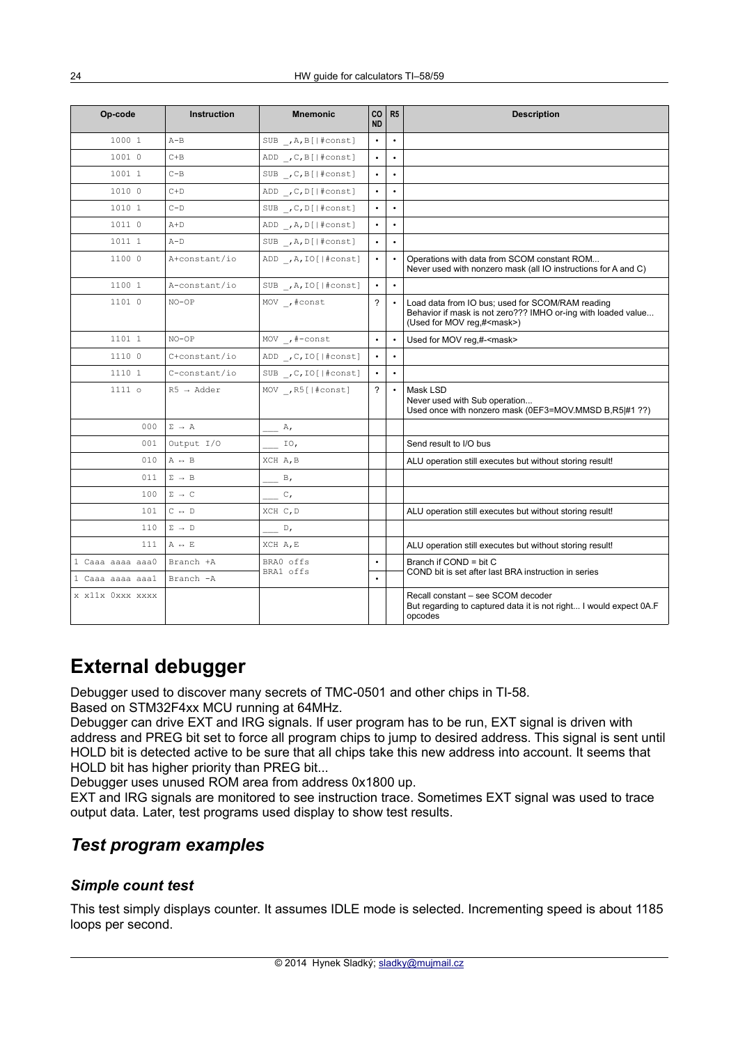| Op-code | Instruction | Mnemonic | COND | R5 | Description |
| --- | --- | --- | --- | --- | --- |
| 1000 1 | A-B | SUB _,A,B[\|#const] | • | • | |
| 1001 0 | C+B | ADD _,C,B[\|#const] | • | • | |
| 1001 1 | C-B | SUB _,C,B[\|#const] | • | • | |
| 1010 0 | C+D | ADD _,C,D[\|#const] | • | • | |
| 1010 1 | C-D | SUB _,C,D[\|#const] | • | • | |
| 1011 0 | A+D | ADD _,A,D[\|#const] | • | • | |
| 1011 1 | A-D | SUB _,A,D[\|#const] | • | • | |
| 1100 0 | A+constant/io | ADD _,A,IO[\|#const] | • | • | Operations with data from SCOM constant ROM... Never used with nonzero mask (all IO instructions for A and C) |
| 1100 1 | A-constant/io | SUB _,A,IO[\|#const] | • | • | |
| 1101 0 | NO-OP | MOV _,#const | ? | • | Load data from IO bus; used for SCOM/RAM reading Behavior if mask is not zero??? IMHO or-ing with loaded value... (Used for MOV reg,#<mask>) |
| 1101 1 | NO-OP | MOV _,#-const | • | • | Used for MOV reg,#-<mask> |
| 1110 0 | C+constant/io | ADD _,C,IO[\|#const] | • | • | |
| 1110 1 | C-constant/io | SUB _,C,IO[\|#const] | • | • | |
| 1111 o | R5 → Adder | MOV _,R5[\|#const] | ? | • | Mask LSD Never used with Sub operation... Used once with nonzero mask (0EF3=MOV.MMSD B,R5\|#1 ??) |
| 000 | Σ → A | ___ A, | | | |
| 001 | Output I/O | ___ IO, | | | Send result to I/O bus |
| 010 | A ↔ B | XCH A,B | | | ALU operation still executes but without storing result! |
| 011 | Σ → B | ___ B, | | | |
| 100 | Σ → C | ___ C, | | | |
| 101 | C ↔ D | XCH C,D | | | ALU operation still executes but without storing result! |
| 110 | Σ → D | ___ D, | | | |
| 111 | A ↔ E | XCH A,E | | | ALU operation still executes but without storing result! |
| 1 Caaa aaaa aaa0 | Branch +A | BRA0 offs | • | | Branch if COND = bit C COND bit is set after last BRA instruction in series |
| 1 Caaa aaaa aaa1 | Branch -A | BRA1 offs | • | | |
| x x11x 0xxx xxxx | | | | | Recall constant – see SCOM decoder But regarding to captured data it is not right... I would expect 0A.F opcodes |

# External debugger

Debugger used to discover many secrets of TMC-0501 and other chips in TI-58.
Based on STM32F4xx MCU running at 64MHz.
Debugger can drive EXT and IRG signals. If user program has to be run, EXT signal is driven with address and PREG bit set to force all program chips to jump to desired address. This signal is sent until HOLD bit is detected active to be sure that all chips take this new address into account. It seems that HOLD bit has higher priority than PREG bit...
Debugger uses unused ROM area from address 0x1800 up.
EXT and IRG signals are monitored to see instruction trace. Sometimes EXT signal was used to trace output data. Later, test programs used display to show test results.

## *Test program examples*

### *Simple count test*

This test simply displays counter. It assumes IDLE mode is selected. Incrementing speed is about 1185 loops per second.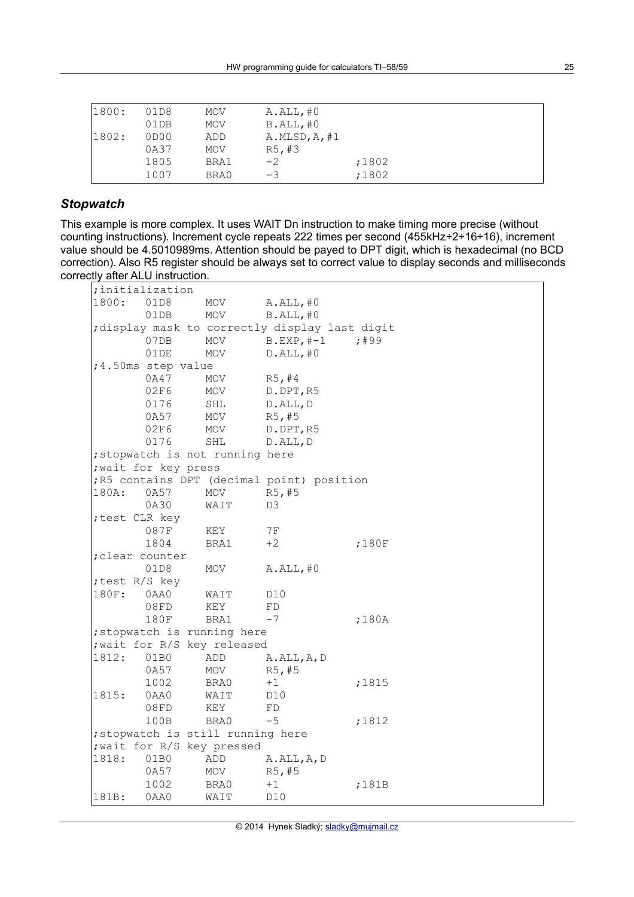```
1800:  01D8     MOV     A.ALL,#0
       01DB     MOV     B.ALL,#0
1802:  0D00     ADD     A.MLSD,A,#1
       0A37     MOV     R5,#3
       1805     BRA1    -2          ;1802
       1007     BRA0    -3          ;1802
```

### *Stopwatch*

This example is more complex. It uses WAIT Dn instruction to make timing more precise (without counting instructions). Increment cycle repeats 222 times per second (455kHz÷2÷16÷16), increment value should be 4.5010989ms. Attention should be payed to DPT digit, which is hexadecimal (no BCD correction). Also R5 register should be always set to correct value to display seconds and milliseconds correctly after ALU instruction.

```
;initialization
1800:  01D8     MOV     A.ALL,#0
       01DB     MOV     B.ALL,#0
;display mask to correctly display last digit
       07DB     MOV     B.EXP,#-1    ;#99
       01DE     MOV     D.ALL,#0
;4.50ms step value
       0A47     MOV     R5,#4
       02F6     MOV     D.DPT,R5
       0176     SHL     D.ALL,D
       0A57     MOV     R5,#5
       02F6     MOV     D.DPT,R5
       0176     SHL     D.ALL,D
;stopwatch is not running here
;wait for key press
;R5 contains DPT (decimal point) position
180A:  0A57     MOV     R5,#5
       0A30     WAIT    D3
;test CLR key
       087F     KEY     7F
       1804     BRA1    +2          ;180F
;clear counter
       01D8     MOV     A.ALL,#0
;test R/S key
180F:  0AA0     WAIT    D10
       08FD     KEY     FD
       180F     BRA1    -7          ;180A
;stopwatch is running here
;wait for R/S key released
1812:  01B0     ADD     A.ALL,A,D
       0A57     MOV     R5,#5
       1002     BRA0    +1          ;1815
1815:  0AA0     WAIT    D10
       08FD     KEY     FD
       100B     BRA0    -5          ;1812
;stopwatch is still running here
;wait for R/S key pressed
1818:  01B0     ADD     A.ALL,A,D
       0A57     MOV     R5,#5
       1002     BRA0    +1          ;181B
181B:  0AA0     WAIT    D10
```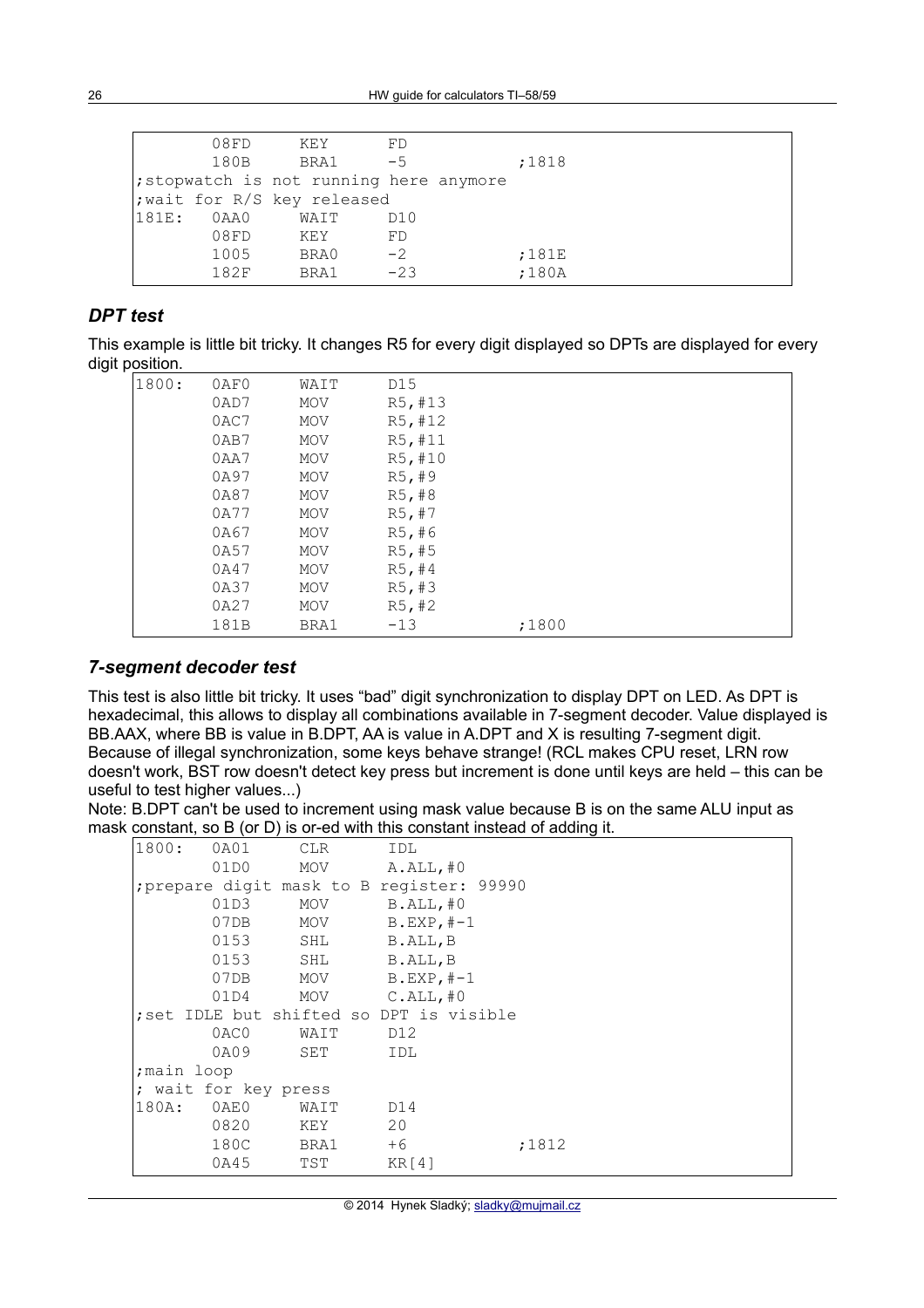```
        08FD     KEY      FD
        180B     BRA1     -5              ;1818
;stopwatch is not running here anymore
;wait for R/S key released
181E:   0AA0     WAIT     D10
        08FD     KEY      FD
        1005     BRA0     -2              ;181E
        182F     BRA1     -23             ;180A
```

### *DPT test*

This example is little bit tricky. It changes R5 for every digit displayed so DPTs are displayed for every digit position.

```
1800:   0AF0     WAIT     D15
        0AD7     MOV      R5,#13
        0AC7     MOV      R5,#12
        0AB7     MOV      R5,#11
        0AA7     MOV      R5,#10
        0A97     MOV      R5,#9
        0A87     MOV      R5,#8
        0A77     MOV      R5,#7
        0A67     MOV      R5,#6
        0A57     MOV      R5,#5
        0A47     MOV      R5,#4
        0A37     MOV      R5,#3
        0A27     MOV      R5,#2
        181B     BRA1     -13             ;1800
```

### *7-segment decoder test*

This test is also little bit tricky. It uses "bad" digit synchronization to display DPT on LED. As DPT is hexadecimal, this allows to display all combinations available in 7-segment decoder. Value displayed is BB.AAX, where BB is value in B.DPT, AA is value in A.DPT and X is resulting 7-segment digit. Because of illegal synchronization, some keys behave strange! (RCL makes CPU reset, LRN row doesn't work, BST row doesn't detect key press but increment is done until keys are held – this can be useful to test higher values...)

Note: B.DPT can't be used to increment using mask value because B is on the same ALU input as mask constant, so B (or D) is or-ed with this constant instead of adding it.

```
1800:   0A01     CLR      IDL
        01D0     MOV      A.ALL,#0
;prepare digit mask to B register: 99990
        01D3     MOV      B.ALL,#0
        07DB     MOV      B.EXP,#-1
        0153     SHL      B.ALL,B
        0153     SHL      B.ALL,B
        07DB     MOV      B.EXP,#-1
        01D4     MOV      C.ALL,#0
;set IDLE but shifted so DPT is visible
        0AC0     WAIT     D12
        0A09     SET      IDL
;main loop
; wait for key press
180A:   0AE0     WAIT     D14
        0820     KEY      20
        180C     BRA1     +6              ;1812
        0A45     TST      KR[4]
```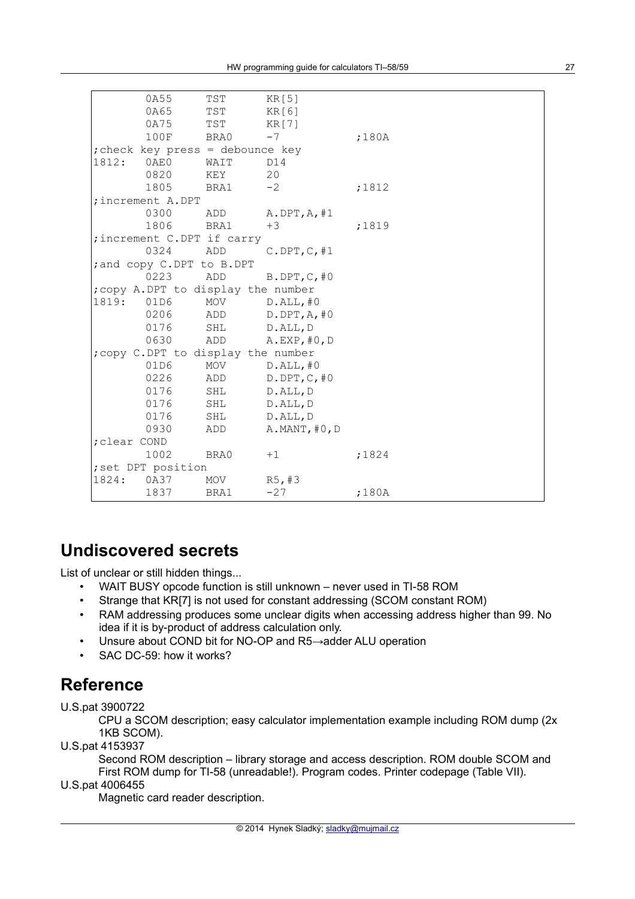```
       0A55     TST      KR[5]
       0A65     TST      KR[6]
       0A75     TST      KR[7]
       100F     BRA0     -7            ;180A
;check key press = debounce key
1812:  0AE0     WAIT     D14
       0820     KEY      20
       1805     BRA1     -2            ;1812
;increment A.DPT
       0300     ADD      A.DPT,A,#1
       1806     BRA1     +3            ;1819
;increment C.DPT if carry
       0324     ADD      C.DPT,C,#1
;and copy C.DPT to B.DPT
       0223     ADD      B.DPT,C,#0
;copy A.DPT to display the number
1819:  01D6     MOV      D.ALL,#0
       0206     ADD      D.DPT,A,#0
       0176     SHL      D.ALL,D
       0630     ADD      A.EXP,#0,D
;copy C.DPT to display the number
       01D6     MOV      D.ALL,#0
       0226     ADD      D.DPT,C,#0
       0176     SHL      D.ALL,D
       0176     SHL      D.ALL,D
       0176     SHL      D.ALL,D
       0930     ADD      A.MANT,#0,D
;clear COND
       1002     BRA0     +1            ;1824
;set DPT position
1824:  0A37     MOV      R5,#3
       1837     BRA1     -27           ;180A
```

## Undiscovered secrets

List of unclear or still hidden things...

- WAIT BUSY opcode function is still unknown – never used in TI-58 ROM
- Strange that KR[7] is not used for constant addressing (SCOM constant ROM)
- RAM addressing produces some unclear digits when accessing address higher than 99. No idea if it is by-product of address calculation only.
- Unsure about COND bit for NO-OP and R5→adder ALU operation
- SAC DC-59: how it works?

## Reference

U.S.pat 3900722

CPU a SCOM description; easy calculator implementation example including ROM dump (2x 1KB SCOM).

U.S.pat 4153937

Second ROM description – library storage and access description. ROM double SCOM and First ROM dump for TI-58 (unreadable!). Program codes. Printer codepage (Table VII).

U.S.pat 4006455

Magnetic card reader description.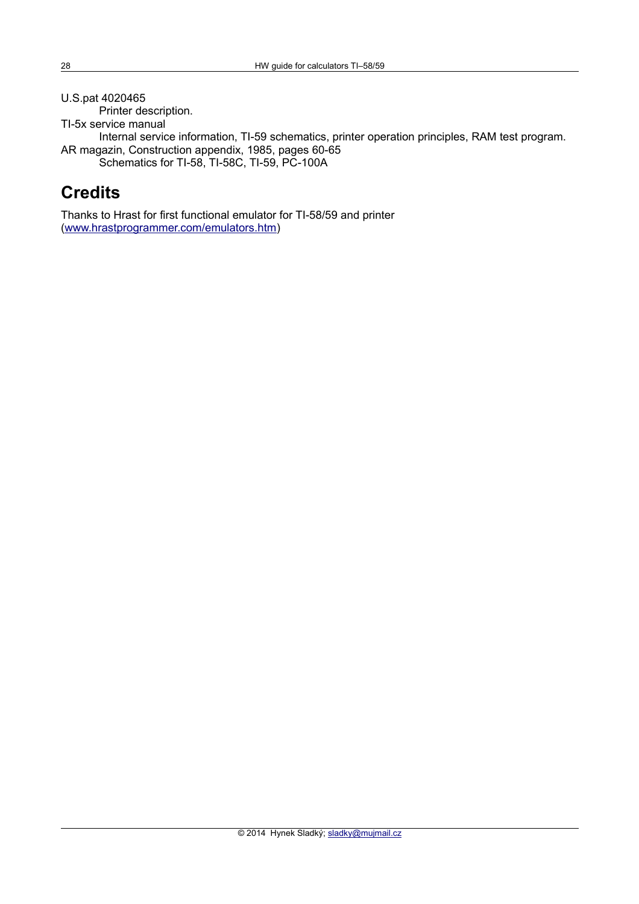U.S.pat 4020465

Printer description.

TI-5x service manual

Internal service information, TI-59 schematics, printer operation principles, RAM test program.

AR magazin, Construction appendix, 1985, pages 60-65

Schematics for TI-58, TI-58C, TI-59, PC-100A

# Credits

Thanks to Hrast for first functional emulator for TI-58/59 and printer (www.hrastprogrammer.com/emulators.htm)